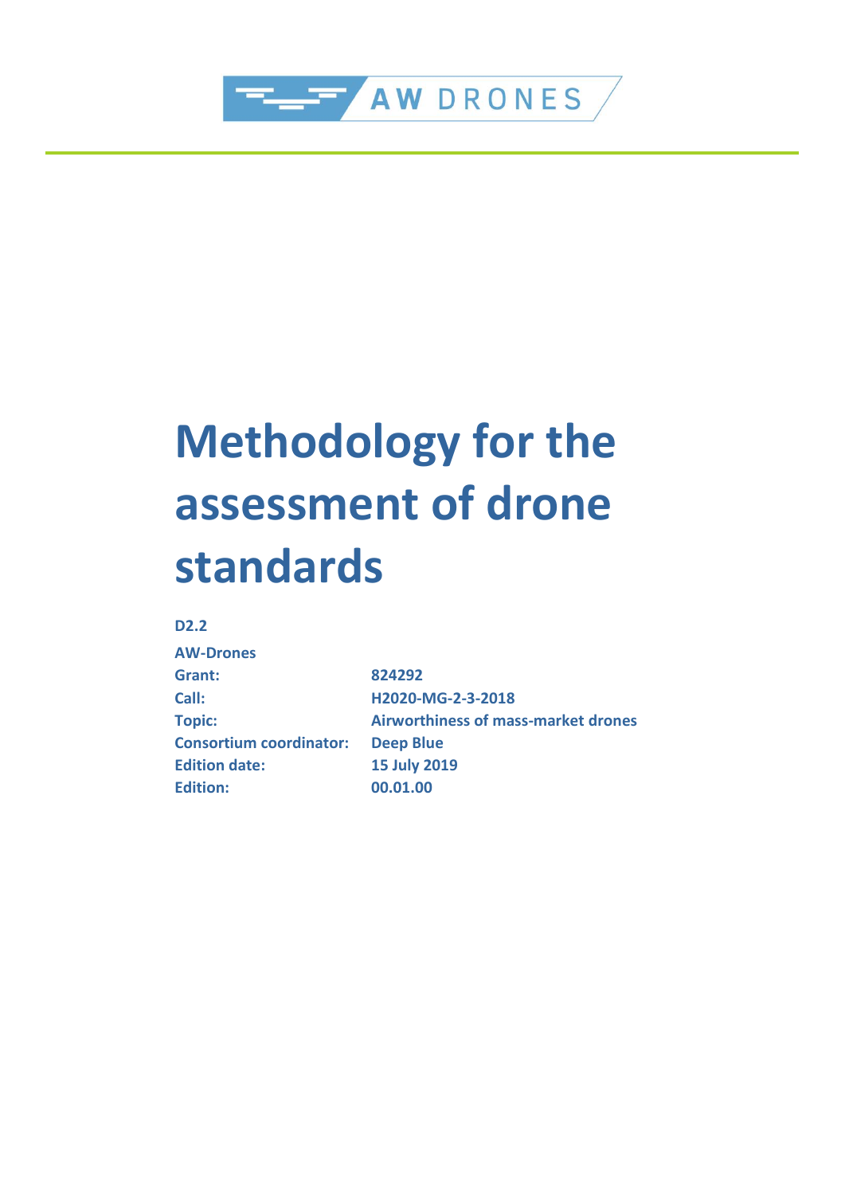AW DRONES

# Methodology for the assessment of drone standards

**D2.2**

**AW-Drones**

| | |
|---|---|
| **Grant:** | **824292** |
| **Call:** | **H2020-MG-2-3-2018** |
| **Topic:** | **Airworthiness of mass-market drones** |
| **Consortium coordinator:** | **Deep Blue** |
| **Edition date:** | **15 July 2019** |
| **Edition:** | **00.01.00** |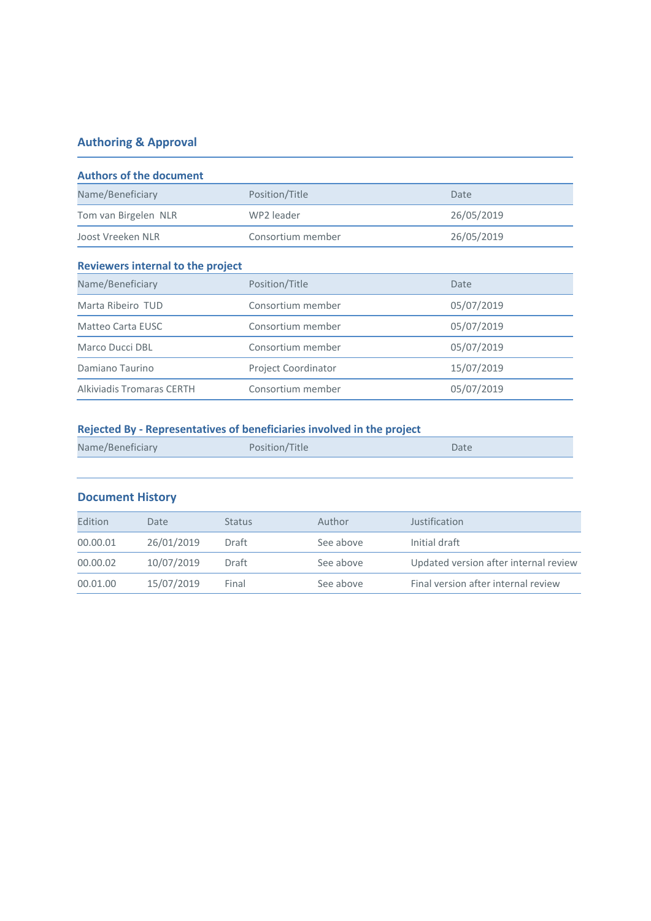## Authoring & Approval

### Authors of the document

| Name/Beneficiary | Position/Title | Date |
|---|---|---|
| Tom van Birgelen NLR | WP2 leader | 26/05/2019 |
| Joost Vreeken NLR | Consortium member | 26/05/2019 |

### Reviewers internal to the project

| Name/Beneficiary | Position/Title | Date |
|---|---|---|
| Marta Ribeiro TUD | Consortium member | 05/07/2019 |
| Matteo Carta EUSC | Consortium member | 05/07/2019 |
| Marco Ducci DBL | Consortium member | 05/07/2019 |
| Damiano Taurino | Project Coordinator | 15/07/2019 |
| Alkiviadis Tromaras CERTH | Consortium member | 05/07/2019 |

### Rejected By - Representatives of beneficiaries involved in the project

| Name/Beneficiary | Position/Title | Date |
|---|---|---|
| | | |

## Document History

| Edition | Date | Status | Author | Justification |
|---|---|---|---|---|
| 00.00.01 | 26/01/2019 | Draft | See above | Initial draft |
| 00.00.02 | 10/07/2019 | Draft | See above | Updated version after internal review |
| 00.01.00 | 15/07/2019 | Final | See above | Final version after internal review |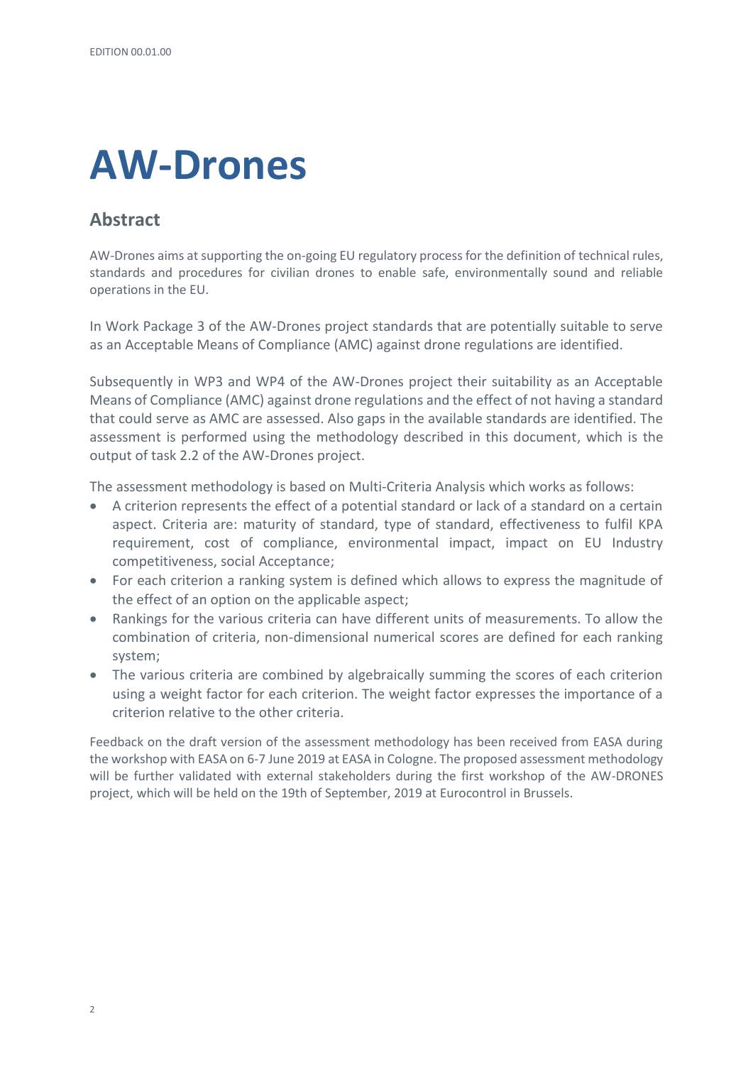# AW-Drones

## Abstract

AW-Drones aims at supporting the on-going EU regulatory process for the definition of technical rules, standards and procedures for civilian drones to enable safe, environmentally sound and reliable operations in the EU.

In Work Package 3 of the AW-Drones project standards that are potentially suitable to serve as an Acceptable Means of Compliance (AMC) against drone regulations are identified.

Subsequently in WP3 and WP4 of the AW-Drones project their suitability as an Acceptable Means of Compliance (AMC) against drone regulations and the effect of not having a standard that could serve as AMC are assessed. Also gaps in the available standards are identified. The assessment is performed using the methodology described in this document, which is the output of task 2.2 of the AW-Drones project.

The assessment methodology is based on Multi-Criteria Analysis which works as follows:

- A criterion represents the effect of a potential standard or lack of a standard on a certain aspect. Criteria are: maturity of standard, type of standard, effectiveness to fulfil KPA requirement, cost of compliance, environmental impact, impact on EU Industry competitiveness, social Acceptance;
- For each criterion a ranking system is defined which allows to express the magnitude of the effect of an option on the applicable aspect;
- Rankings for the various criteria can have different units of measurements. To allow the combination of criteria, non-dimensional numerical scores are defined for each ranking system;
- The various criteria are combined by algebraically summing the scores of each criterion using a weight factor for each criterion. The weight factor expresses the importance of a criterion relative to the other criteria.

Feedback on the draft version of the assessment methodology has been received from EASA during the workshop with EASA on 6-7 June 2019 at EASA in Cologne. The proposed assessment methodology will be further validated with external stakeholders during the first workshop of the AW-DRONES project, which will be held on the 19th of September, 2019 at Eurocontrol in Brussels.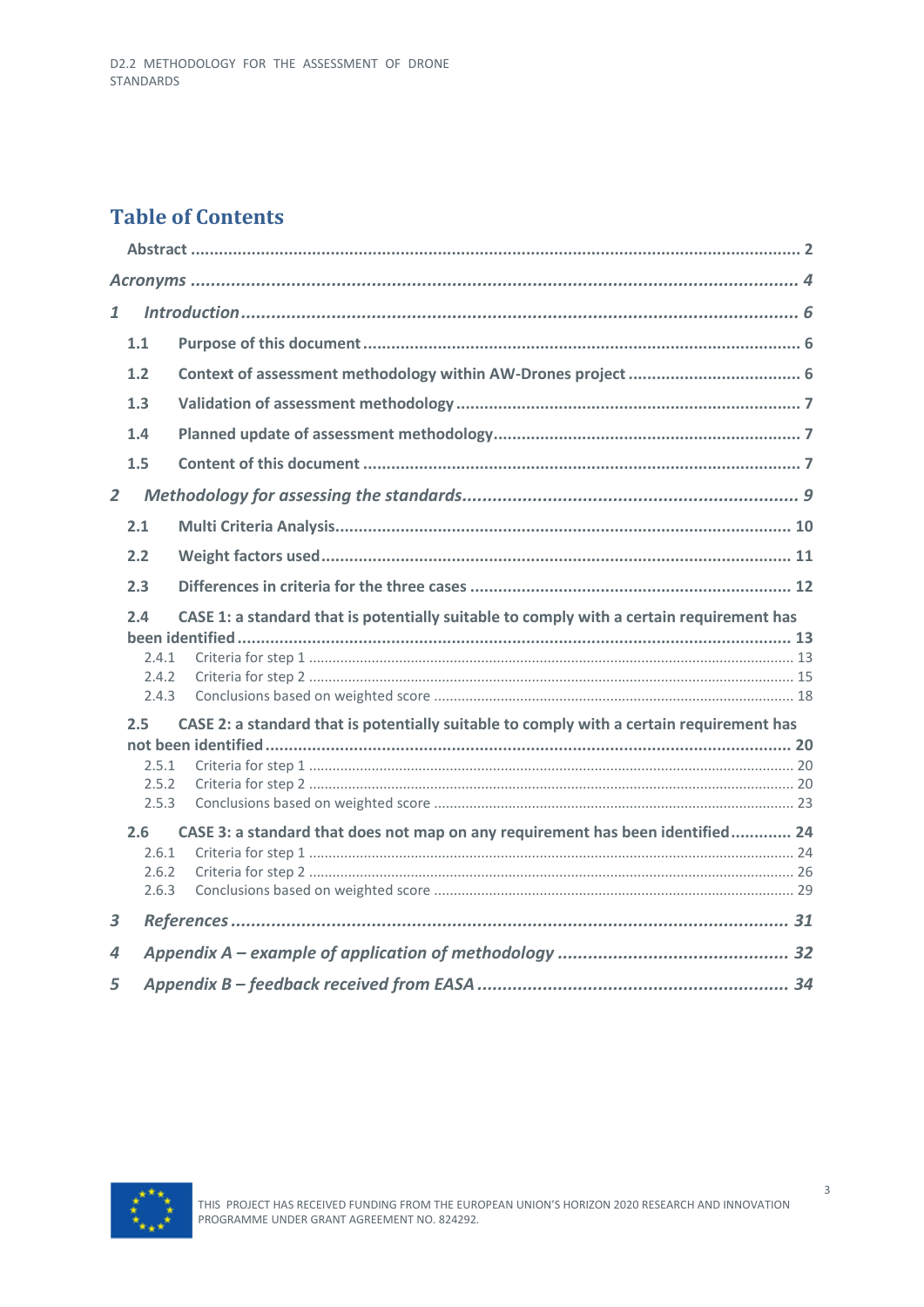# Table of Contents

Abstract ........................................................................................................................ 2

*Acronyms* ........................................................................................................................ *4*

*1 Introduction* ........................................................................................................................ *6*

1.1 Purpose of this document ........................................................................................................................ 6

1.2 Context of assessment methodology within AW-Drones project ........................................................................................................................ 6

1.3 Validation of assessment methodology ........................................................................................................................ 7

1.4 Planned update of assessment methodology ........................................................................................................................ 7

1.5 Content of this document ........................................................................................................................ 7

*2 Methodology for assessing the standards* ........................................................................................................................ *9*

2.1 Multi Criteria Analysis ........................................................................................................................ 10

2.2 Weight factors used ........................................................................................................................ 11

2.3 Differences in criteria for the three cases ........................................................................................................................ 12

2.4 CASE 1: a standard that is potentially suitable to comply with a certain requirement has been identified ........................................................................................................................ 13

2.4.1 Criteria for step 1 ........................................................................................................................ 13

2.4.2 Criteria for step 2 ........................................................................................................................ 15

2.4.3 Conclusions based on weighted score ........................................................................................................................ 18

2.5 CASE 2: a standard that is potentially suitable to comply with a certain requirement has not been identified ........................................................................................................................ 20

2.5.1 Criteria for step 1 ........................................................................................................................ 20

2.5.2 Criteria for step 2 ........................................................................................................................ 20

2.5.3 Conclusions based on weighted score ........................................................................................................................ 23

2.6 CASE 3: a standard that does not map on any requirement has been identified ............ 24

2.6.1 Criteria for step 1 ........................................................................................................................ 24

2.6.2 Criteria for step 2 ........................................................................................................................ 26

2.6.3 Conclusions based on weighted score ........................................................................................................................ 29

*3 References* ........................................................................................................................ *31*

*4 Appendix A – example of application of methodology* ........................................................................................................................ *32*

*5 Appendix B – feedback received from EASA* ........................................................................................................................ *34*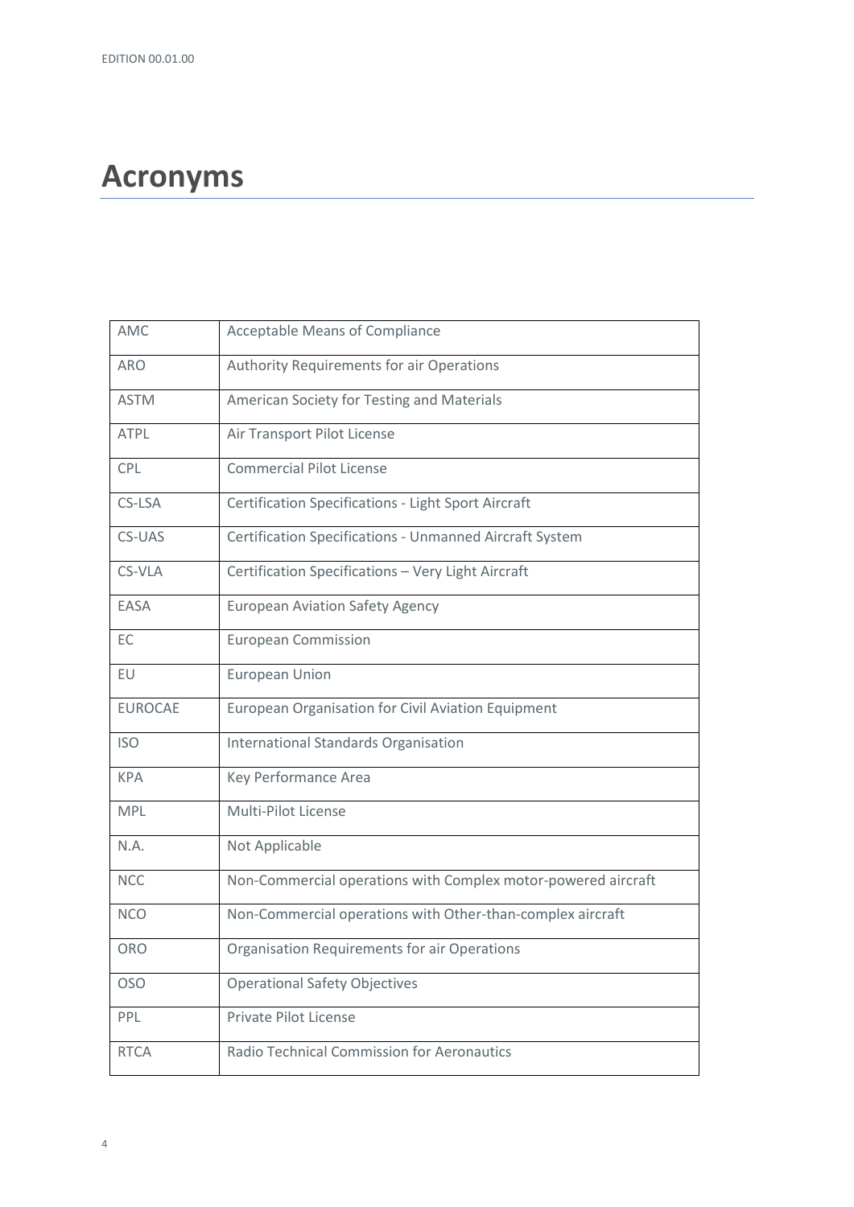# Acronyms

| | |
|---|---|
| AMC | Acceptable Means of Compliance |
| ARO | Authority Requirements for air Operations |
| ASTM | American Society for Testing and Materials |
| ATPL | Air Transport Pilot License |
| CPL | Commercial Pilot License |
| CS-LSA | Certification Specifications - Light Sport Aircraft |
| CS-UAS | Certification Specifications - Unmanned Aircraft System |
| CS-VLA | Certification Specifications – Very Light Aircraft |
| EASA | European Aviation Safety Agency |
| EC | European Commission |
| EU | European Union |
| EUROCAE | European Organisation for Civil Aviation Equipment |
| ISO | International Standards Organisation |
| KPA | Key Performance Area |
| MPL | Multi-Pilot License |
| N.A. | Not Applicable |
| NCC | Non-Commercial operations with Complex motor-powered aircraft |
| NCO | Non-Commercial operations with Other-than-complex aircraft |
| ORO | Organisation Requirements for air Operations |
| OSO | Operational Safety Objectives |
| PPL | Private Pilot License |
| RTCA | Radio Technical Commission for Aeronautics |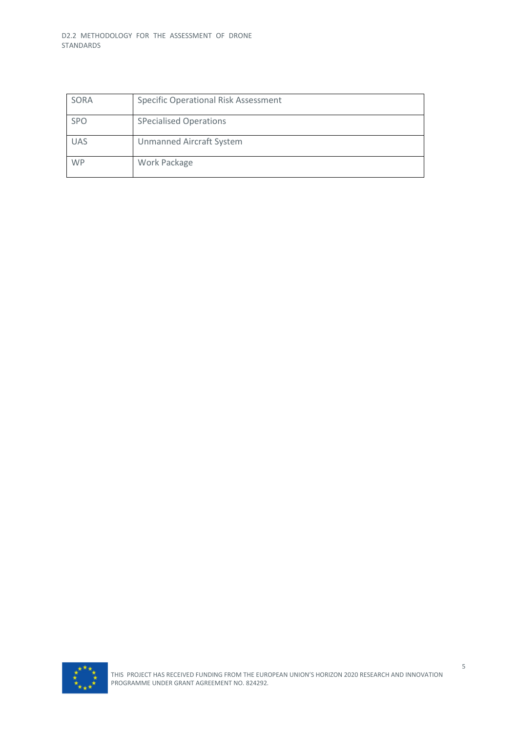| | |
|---|---|
| SORA | Specific Operational Risk Assessment |
| SPO | SPecialised Operations |
| UAS | Unmanned Aircraft System |
| WP | Work Package |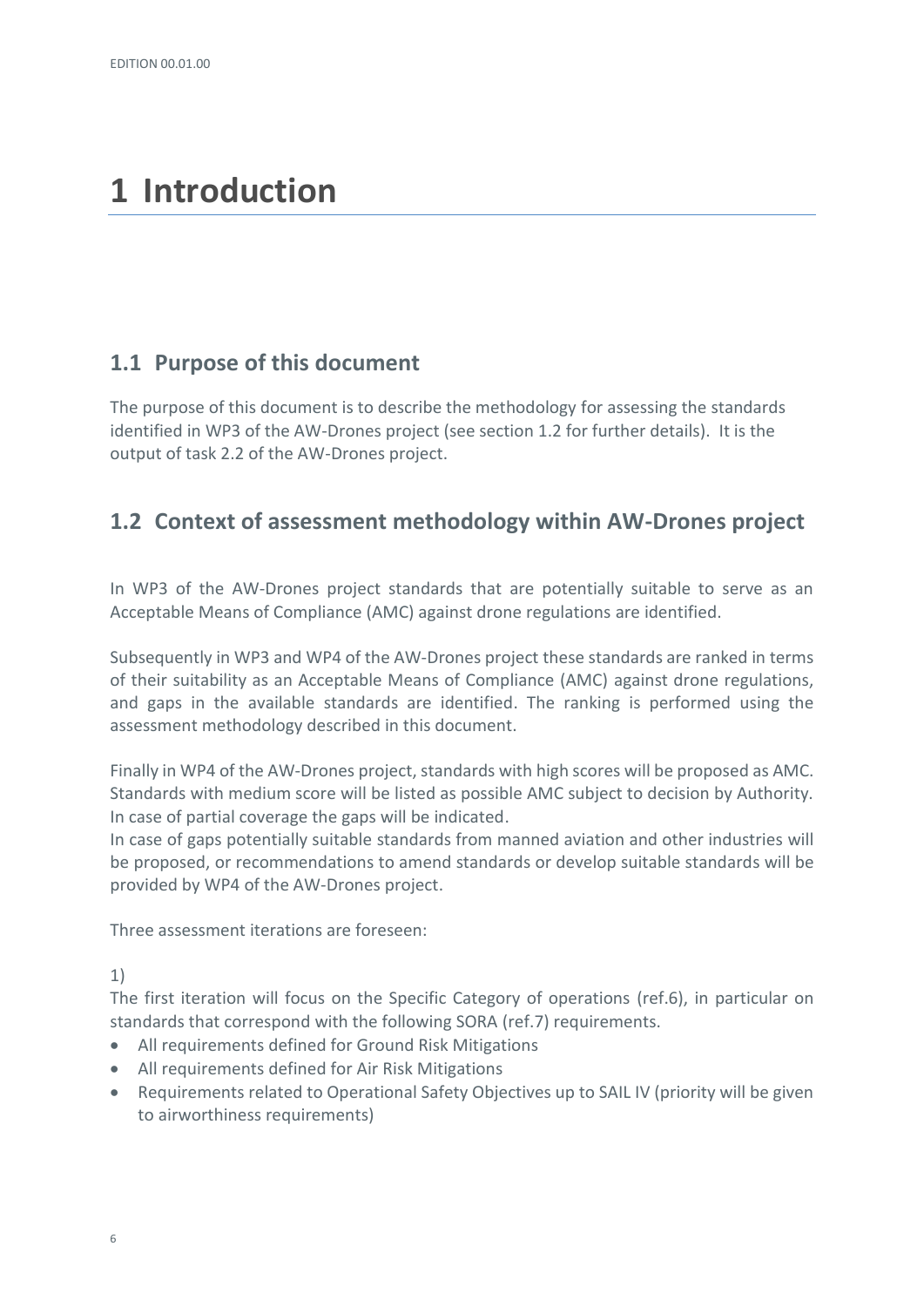# 1 Introduction

## 1.1 Purpose of this document

The purpose of this document is to describe the methodology for assessing the standards identified in WP3 of the AW-Drones project (see section 1.2 for further details). It is the output of task 2.2 of the AW-Drones project.

## 1.2 Context of assessment methodology within AW-Drones project

In WP3 of the AW-Drones project standards that are potentially suitable to serve as an Acceptable Means of Compliance (AMC) against drone regulations are identified.

Subsequently in WP3 and WP4 of the AW-Drones project these standards are ranked in terms of their suitability as an Acceptable Means of Compliance (AMC) against drone regulations, and gaps in the available standards are identified. The ranking is performed using the assessment methodology described in this document.

Finally in WP4 of the AW-Drones project, standards with high scores will be proposed as AMC. Standards with medium score will be listed as possible AMC subject to decision by Authority. In case of partial coverage the gaps will be indicated.
In case of gaps potentially suitable standards from manned aviation and other industries will be proposed, or recommendations to amend standards or develop suitable standards will be provided by WP4 of the AW-Drones project.

Three assessment iterations are foreseen:

1)
The first iteration will focus on the Specific Category of operations (ref.6), in particular on standards that correspond with the following SORA (ref.7) requirements.

- All requirements defined for Ground Risk Mitigations
- All requirements defined for Air Risk Mitigations
- Requirements related to Operational Safety Objectives up to SAIL IV (priority will be given to airworthiness requirements)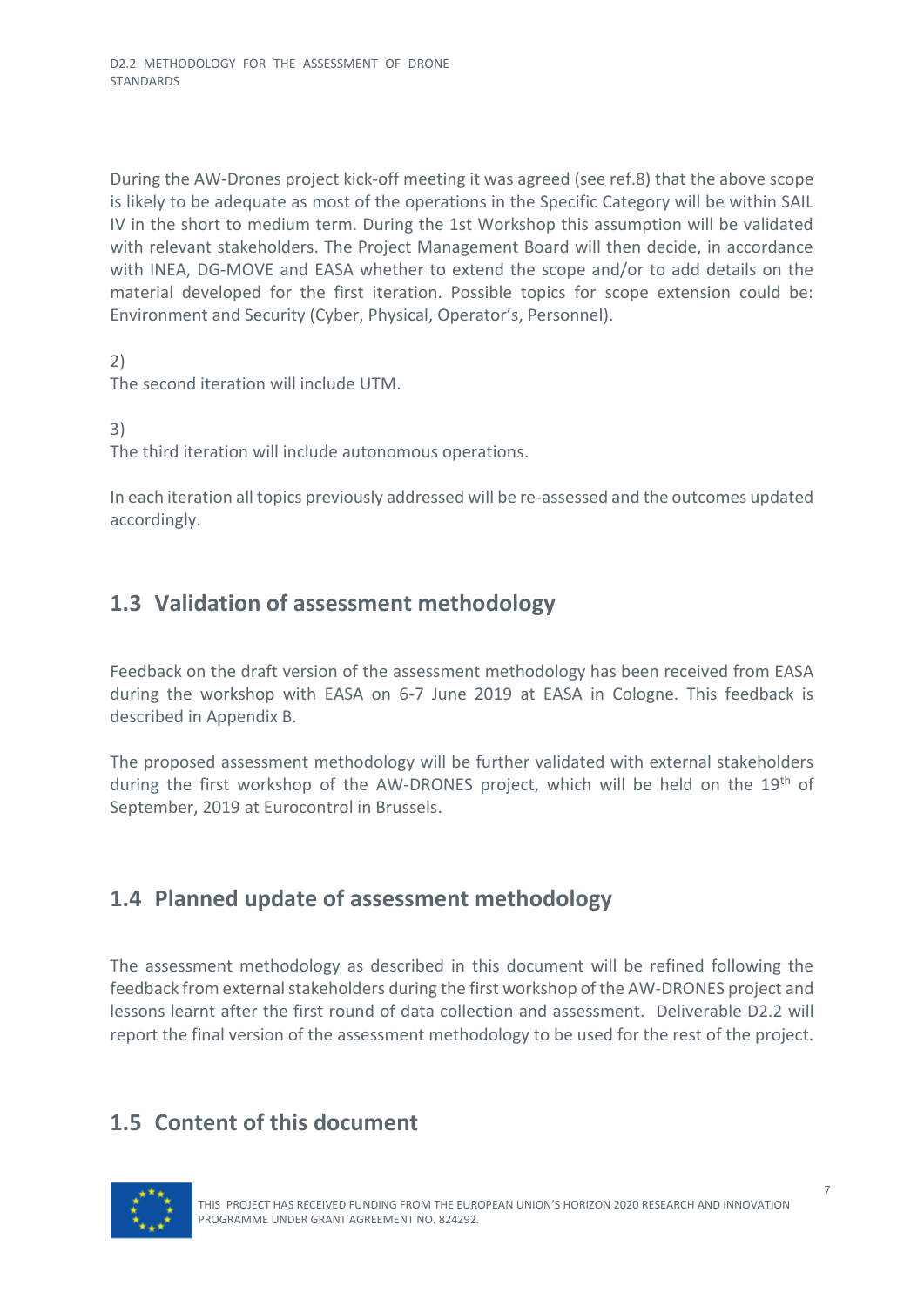During the AW-Drones project kick-off meeting it was agreed (see ref.8) that the above scope is likely to be adequate as most of the operations in the Specific Category will be within SAIL IV in the short to medium term. During the 1st Workshop this assumption will be validated with relevant stakeholders. The Project Management Board will then decide, in accordance with INEA, DG-MOVE and EASA whether to extend the scope and/or to add details on the material developed for the first iteration. Possible topics for scope extension could be: Environment and Security (Cyber, Physical, Operator's, Personnel).

2)
The second iteration will include UTM.

3)
The third iteration will include autonomous operations.

In each iteration all topics previously addressed will be re-assessed and the outcomes updated accordingly.

## 1.3 Validation of assessment methodology

Feedback on the draft version of the assessment methodology has been received from EASA during the workshop with EASA on 6-7 June 2019 at EASA in Cologne. This feedback is described in Appendix B.

The proposed assessment methodology will be further validated with external stakeholders during the first workshop of the AW-DRONES project, which will be held on the 19th of September, 2019 at Eurocontrol in Brussels.

## 1.4 Planned update of assessment methodology

The assessment methodology as described in this document will be refined following the feedback from external stakeholders during the first workshop of the AW-DRONES project and lessons learnt after the first round of data collection and assessment. Deliverable D2.2 will report the final version of the assessment methodology to be used for the rest of the project.

## 1.5 Content of this document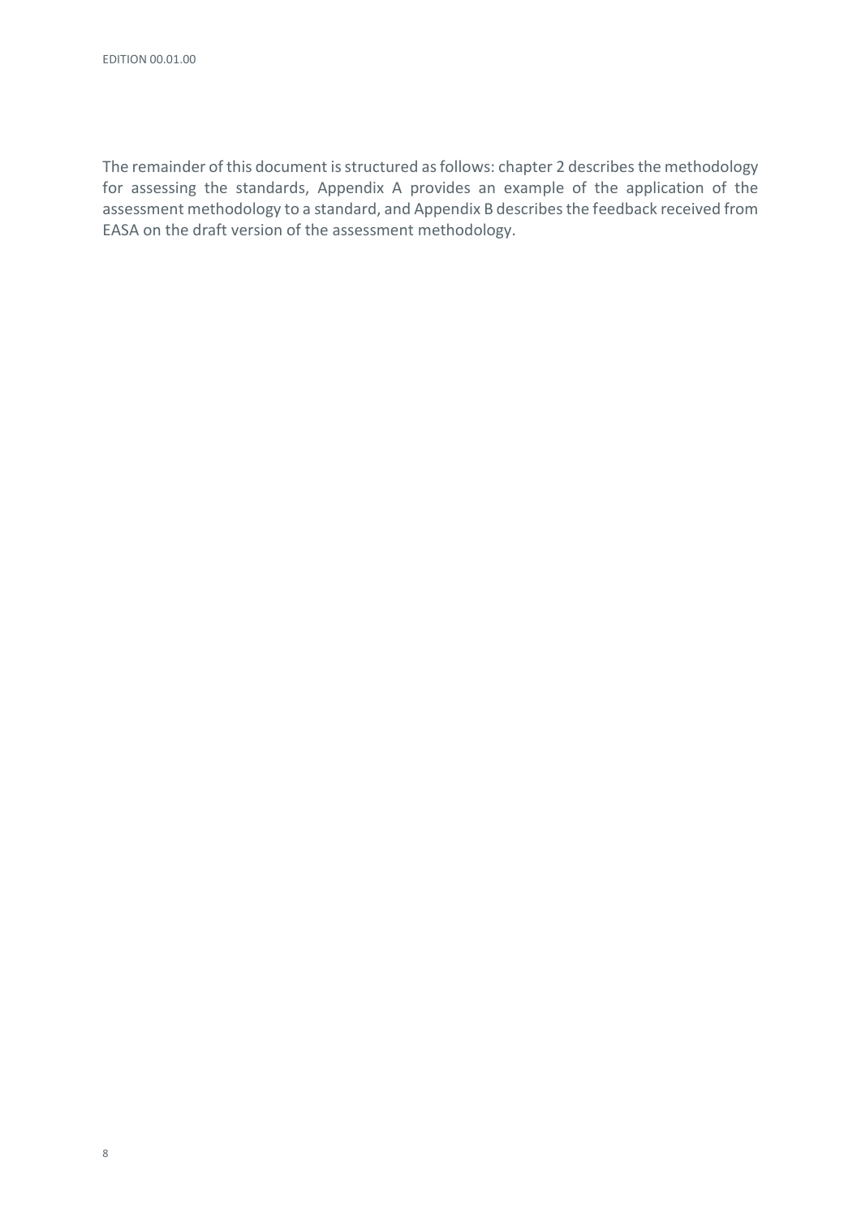The remainder of this document is structured as follows: chapter 2 describes the methodology for assessing the standards, Appendix A provides an example of the application of the assessment methodology to a standard, and Appendix B describes the feedback received from EASA on the draft version of the assessment methodology.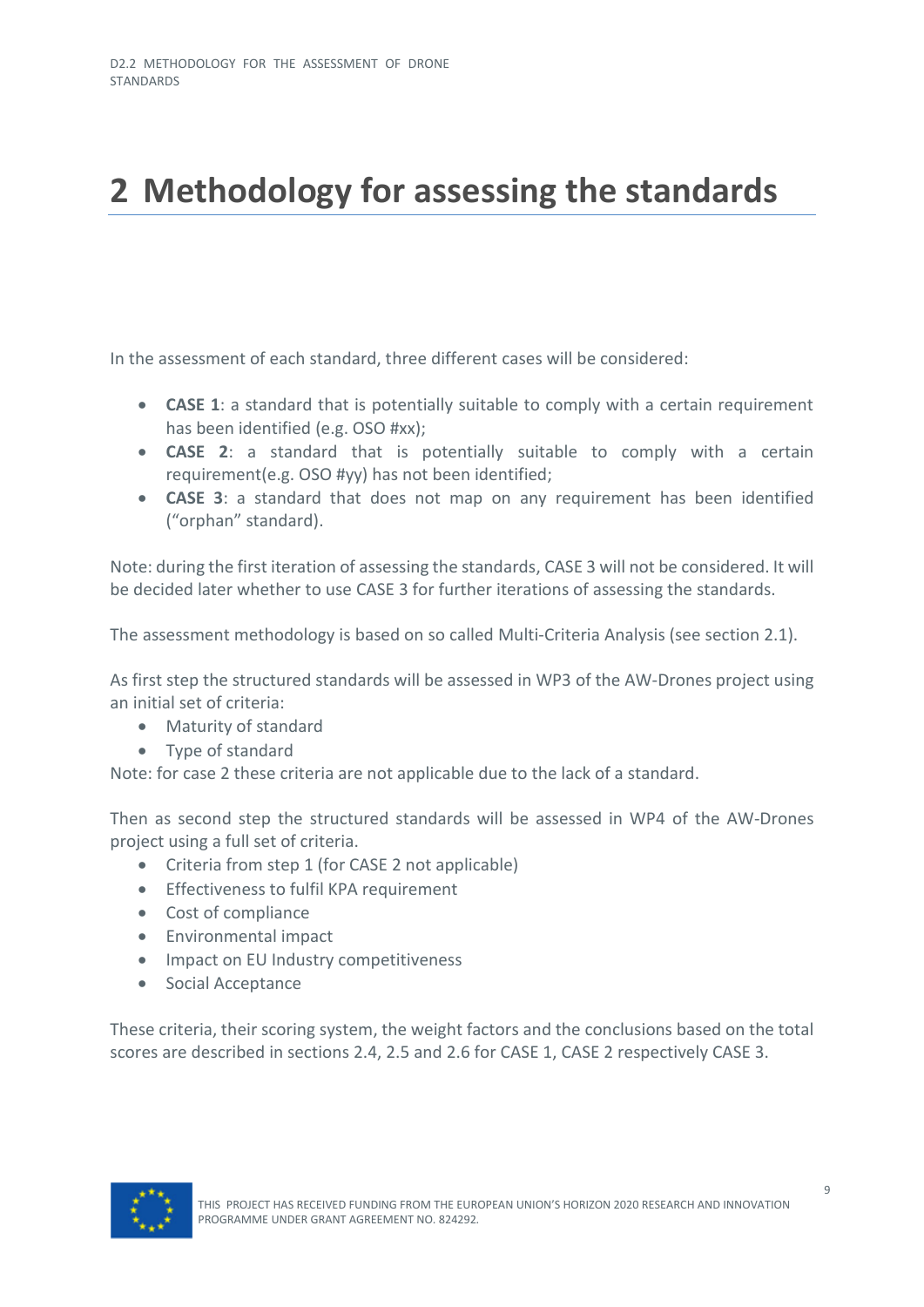# 2 Methodology for assessing the standards

In the assessment of each standard, three different cases will be considered:

- **CASE 1**: a standard that is potentially suitable to comply with a certain requirement has been identified (e.g. OSO #xx);
- **CASE 2**: a standard that is potentially suitable to comply with a certain requirement(e.g. OSO #yy) has not been identified;
- **CASE 3**: a standard that does not map on any requirement has been identified ("orphan" standard).

Note: during the first iteration of assessing the standards, CASE 3 will not be considered. It will be decided later whether to use CASE 3 for further iterations of assessing the standards.

The assessment methodology is based on so called Multi-Criteria Analysis (see section 2.1).

As first step the structured standards will be assessed in WP3 of the AW-Drones project using an initial set of criteria:

- Maturity of standard
- Type of standard

Note: for case 2 these criteria are not applicable due to the lack of a standard.

Then as second step the structured standards will be assessed in WP4 of the AW-Drones project using a full set of criteria.

- Criteria from step 1 (for CASE 2 not applicable)
- Effectiveness to fulfil KPA requirement
- Cost of compliance
- Environmental impact
- Impact on EU Industry competitiveness
- Social Acceptance

These criteria, their scoring system, the weight factors and the conclusions based on the total scores are described in sections 2.4, 2.5 and 2.6 for CASE 1, CASE 2 respectively CASE 3.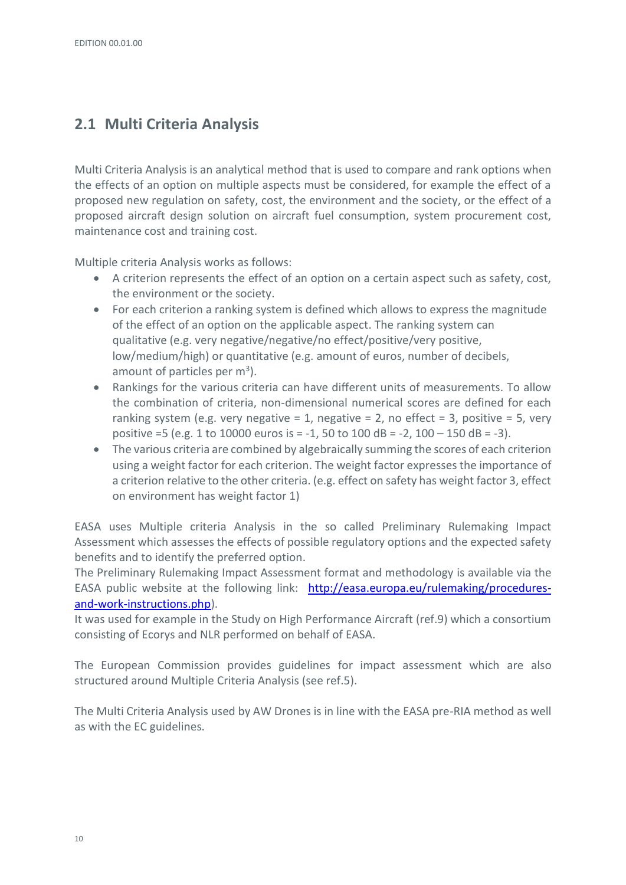## 2.1 Multi Criteria Analysis

Multi Criteria Analysis is an analytical method that is used to compare and rank options when the effects of an option on multiple aspects must be considered, for example the effect of a proposed new regulation on safety, cost, the environment and the society, or the effect of a proposed aircraft design solution on aircraft fuel consumption, system procurement cost, maintenance cost and training cost.

Multiple criteria Analysis works as follows:

- A criterion represents the effect of an option on a certain aspect such as safety, cost, the environment or the society.
- For each criterion a ranking system is defined which allows to express the magnitude of the effect of an option on the applicable aspect. The ranking system can qualitative (e.g. very negative/negative/no effect/positive/very positive, low/medium/high) or quantitative (e.g. amount of euros, number of decibels, amount of particles per $m^3$).
- Rankings for the various criteria can have different units of measurements. To allow the combination of criteria, non-dimensional numerical scores are defined for each ranking system (e.g. very negative = 1, negative = 2, no effect = 3, positive = 5, very positive =5 (e.g. 1 to 10000 euros is = -1, 50 to 100 dB = -2, 100 – 150 dB = -3).
- The various criteria are combined by algebraically summing the scores of each criterion using a weight factor for each criterion. The weight factor expresses the importance of a criterion relative to the other criteria. (e.g. effect on safety has weight factor 3, effect on environment has weight factor 1)

EASA uses Multiple criteria Analysis in the so called Preliminary Rulemaking Impact Assessment which assesses the effects of possible regulatory options and the expected safety benefits and to identify the preferred option.
The Preliminary Rulemaking Impact Assessment format and methodology is available via the EASA public website at the following link: [http://easa.europa.eu/rulemaking/procedures-and-work-instructions.php](http://easa.europa.eu/rulemaking/procedures-and-work-instructions.php)).
It was used for example in the Study on High Performance Aircraft (ref.9) which a consortium consisting of Ecorys and NLR performed on behalf of EASA.

The European Commission provides guidelines for impact assessment which are also structured around Multiple Criteria Analysis (see ref.5).

The Multi Criteria Analysis used by AW Drones is in line with the EASA pre-RIA method as well as with the EC guidelines.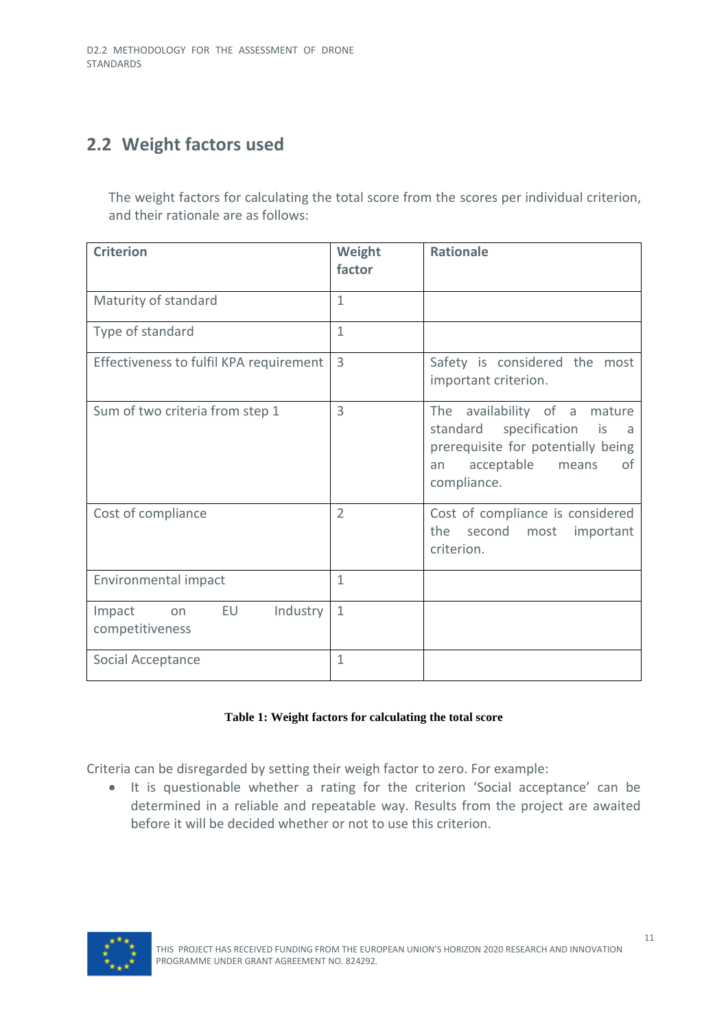## 2.2 Weight factors used

The weight factors for calculating the total score from the scores per individual criterion, and their rationale are as follows:

| Criterion | Weight factor | Rationale |
|---|---|---|
| Maturity of standard | 1 | |
| Type of standard | 1 | |
| Effectiveness to fulfil KPA requirement | 3 | Safety is considered the most important criterion. |
| Sum of two criteria from step 1 | 3 | The availability of a mature standard specification is a prerequisite for potentially being an acceptable means of compliance. |
| Cost of compliance | 2 | Cost of compliance is considered the second most important criterion. |
| Environmental impact | 1 | |
| Impact on EU Industry competitiveness | 1 | |
| Social Acceptance | 1 | |

**Table 1: Weight factors for calculating the total score**

Criteria can be disregarded by setting their weigh factor to zero. For example:

- It is questionable whether a rating for the criterion 'Social acceptance' can be determined in a reliable and repeatable way. Results from the project are awaited before it will be decided whether or not to use this criterion.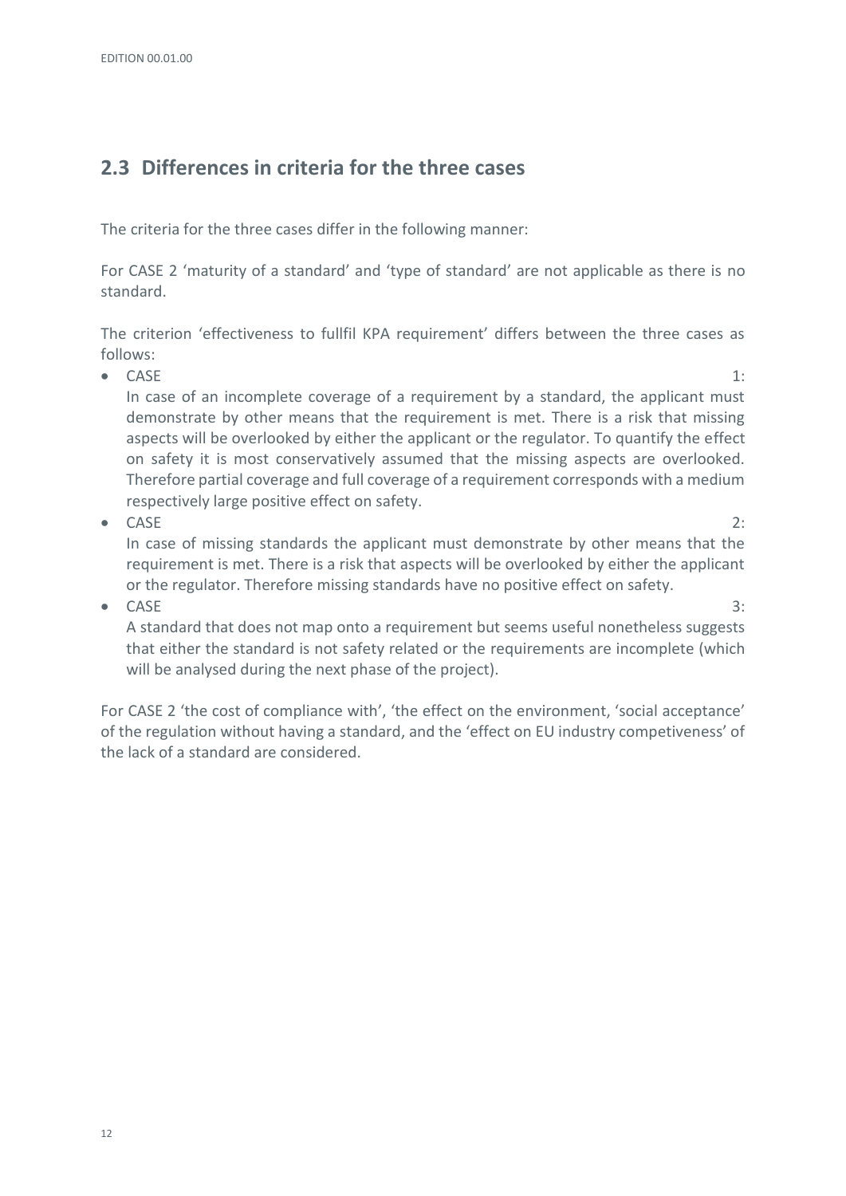## 2.3 Differences in criteria for the three cases

The criteria for the three cases differ in the following manner:

For CASE 2 'maturity of a standard' and 'type of standard' are not applicable as there is no standard.

The criterion 'effectiveness to fullfil KPA requirement' differs between the three cases as follows:

- CASE 1:
  In case of an incomplete coverage of a requirement by a standard, the applicant must demonstrate by other means that the requirement is met. There is a risk that missing aspects will be overlooked by either the applicant or the regulator. To quantify the effect on safety it is most conservatively assumed that the missing aspects are overlooked. Therefore partial coverage and full coverage of a requirement corresponds with a medium respectively large positive effect on safety.
- CASE 2:
  In case of missing standards the applicant must demonstrate by other means that the requirement is met. There is a risk that aspects will be overlooked by either the applicant or the regulator. Therefore missing standards have no positive effect on safety.
- CASE 3:
  A standard that does not map onto a requirement but seems useful nonetheless suggests that either the standard is not safety related or the requirements are incomplete (which will be analysed during the next phase of the project).

For CASE 2 'the cost of compliance with', 'the effect on the environment, 'social acceptance' of the regulation without having a standard, and the 'effect on EU industry competiveness' of the lack of a standard are considered.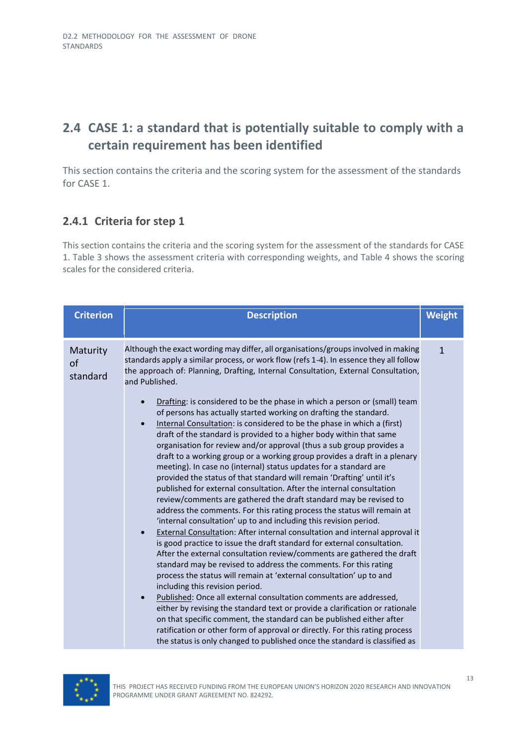## 2.4 CASE 1: a standard that is potentially suitable to comply with a certain requirement has been identified

This section contains the criteria and the scoring system for the assessment of the standards for CASE 1.

### 2.4.1 Criteria for step 1

This section contains the criteria and the scoring system for the assessment of the standards for CASE 1. Table 3 shows the assessment criteria with corresponding weights, and Table 4 shows the scoring scales for the considered criteria.

| Criterion | Description | Weight |
|---|---|---|
| Maturity of standard | Although the exact wording may differ, all organisations/groups involved in making standards apply a similar process, or work flow (refs 1-4). In essence they all follow the approach of: Planning, Drafting, Internal Consultation, External Consultation, and Published.<br><br>• Drafting: is considered to be the phase in which a person or (small) team of persons has actually started working on drafting the standard.<br>• Internal Consultation: is considered to be the phase in which a (first) draft of the standard is provided to a higher body within that same organisation for review and/or approval (thus a sub group provides a draft to a working group or a working group provides a draft in a plenary meeting). In case no (internal) status updates for a standard are provided the status of that standard will remain 'Drafting' until it's published for external consultation. After the internal consultation review/comments are gathered the draft standard may be revised to address the comments. For this rating process the status will remain at 'internal consultation' up to and including this revision period.<br>• External Consultation: After internal consultation and internal approval it is good practice to issue the draft standard for external consultation. After the external consultation review/comments are gathered the draft standard may be revised to address the comments. For this rating process the status will remain at 'external consultation' up to and including this revision period.<br>• Published: Once all external consultation comments are addressed, either by revising the standard text or provide a clarification or rationale on that specific comment, the standard can be published either after ratification or other form of approval or directly. For this rating process the status is only changed to published once the standard is classified as | 1 |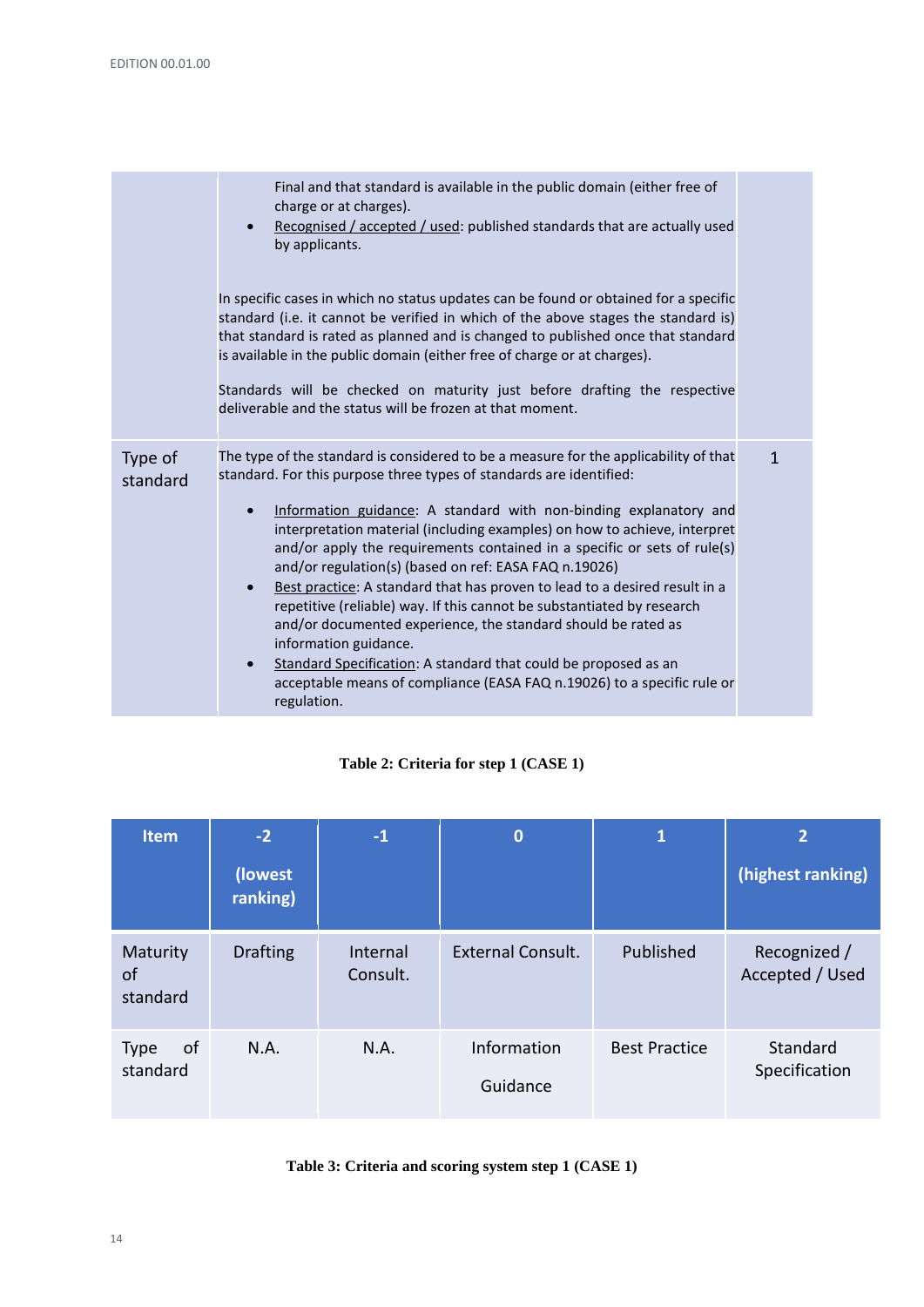| | | |
|---|---|---|
| | Final and that standard is available in the public domain (either free of charge or at charges).<br>• Recognised / accepted / used: published standards that are actually used by applicants.<br><br>In specific cases in which no status updates can be found or obtained for a specific standard (i.e. it cannot be verified in which of the above stages the standard is) that standard is rated as planned and is changed to published once that standard is available in the public domain (either free of charge or at charges).<br><br>Standards will be checked on maturity just before drafting the respective deliverable and the status will be frozen at that moment. | |
| Type of standard | The type of the standard is considered to be a measure for the applicability of that standard. For this purpose three types of standards are identified:<br>• Information guidance: A standard with non-binding explanatory and interpretation material (including examples) on how to achieve, interpret and/or apply the requirements contained in a specific or sets of rule(s) and/or regulation(s) (based on ref: EASA FAQ n.19026)<br>• Best practice: A standard that has proven to lead to a desired result in a repetitive (reliable) way. If this cannot be substantiated by research and/or documented experience, the standard should be rated as information guidance.<br>• Standard Specification: A standard that could be proposed as an acceptable means of compliance (EASA FAQ n.19026) to a specific rule or regulation. | 1 |

**Table 2: Criteria for step 1 (CASE 1)**

| Item | -2 (lowest ranking) | -1 | 0 | 1 | 2 (highest ranking) |
|---|---|---|---|---|---|
| Maturity of standard | Drafting | Internal Consult. | External Consult. | Published | Recognized / Accepted / Used |
| Type of standard | N.A. | N.A. | Information Guidance | Best Practice | Standard Specification |

**Table 3: Criteria and scoring system step 1 (CASE 1)**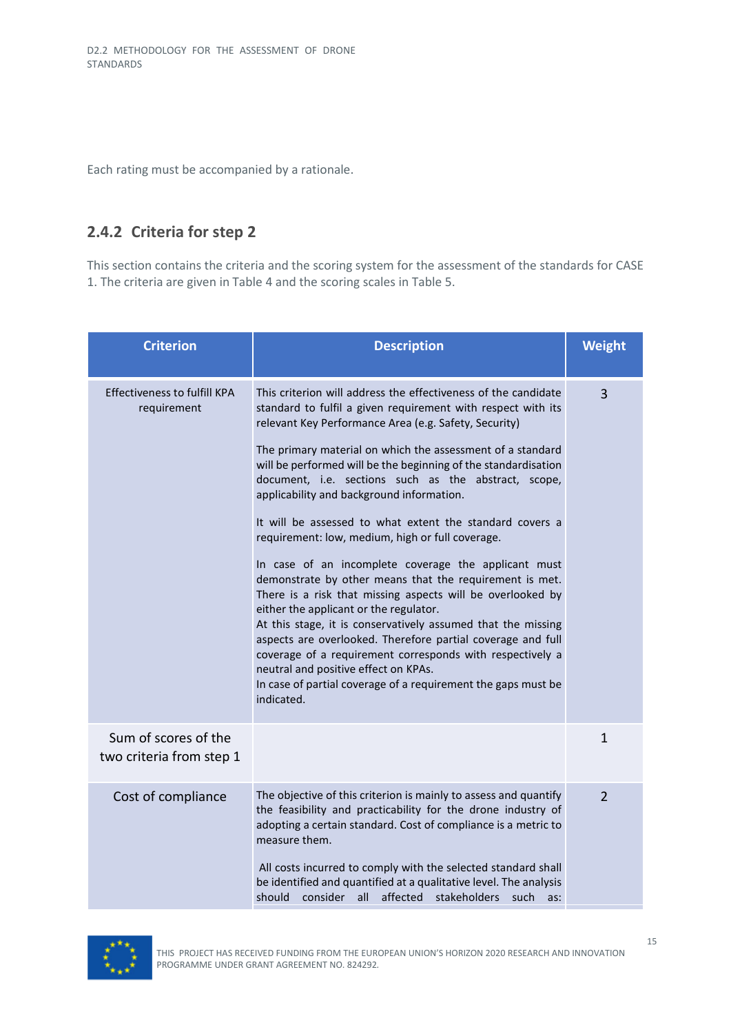Each rating must be accompanied by a rationale.

### 2.4.2 Criteria for step 2

This section contains the criteria and the scoring system for the assessment of the standards for CASE 1. The criteria are given in Table 4 and the scoring scales in Table 5.

| Criterion | Description | Weight |
|---|---|---|
| Effectiveness to fulfill KPA requirement | This criterion will address the effectiveness of the candidate standard to fulfil a given requirement with respect with its relevant Key Performance Area (e.g. Safety, Security)<br><br>The primary material on which the assessment of a standard will be performed will be the beginning of the standardisation document, i.e. sections such as the abstract, scope, applicability and background information.<br><br>It will be assessed to what extent the standard covers a requirement: low, medium, high or full coverage.<br><br>In case of an incomplete coverage the applicant must demonstrate by other means that the requirement is met. There is a risk that missing aspects will be overlooked by either the applicant or the regulator.<br>At this stage, it is conservatively assumed that the missing aspects are overlooked. Therefore partial coverage and full coverage of a requirement corresponds with respectively a neutral and positive effect on KPAs.<br>In case of partial coverage of a requirement the gaps must be indicated. | 3 |
| Sum of scores of the two criteria from step 1 | | 1 |
| Cost of compliance | The objective of this criterion is mainly to assess and quantify the feasibility and practicability for the drone industry of adopting a certain standard. Cost of compliance is a metric to measure them.<br><br>All costs incurred to comply with the selected standard shall be identified and quantified at a qualitative level. The analysis should consider all affected stakeholders such as: | 2 |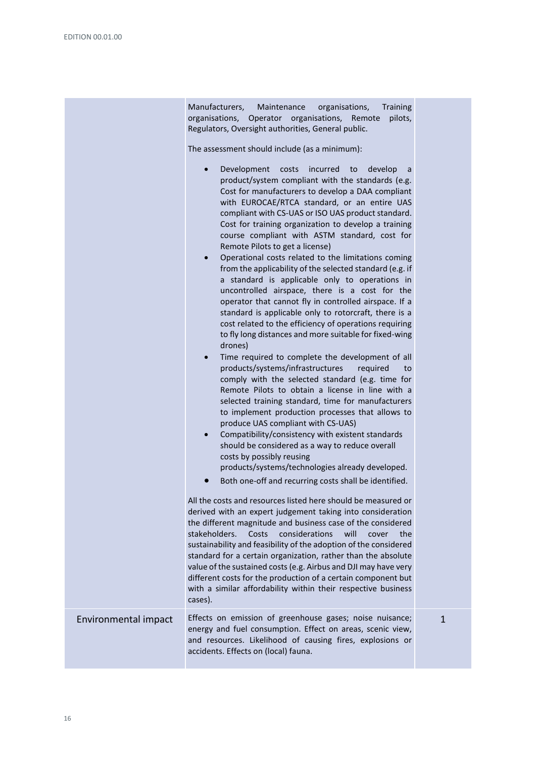| | | |
|---|---|---|
| | Manufacturers, Maintenance organisations, Training organisations, Operator organisations, Remote pilots, Regulators, Oversight authorities, General public.<br><br>The assessment should include (as a minimum):<br><br>• Development costs incurred to develop a product/system compliant with the standards (e.g. Cost for manufacturers to develop a DAA compliant with EUROCAE/RTCA standard, or an entire UAS compliant with CS-UAS or ISO UAS product standard. Cost for training organization to develop a training course compliant with ASTM standard, cost for Remote Pilots to get a license)<br>• Operational costs related to the limitations coming from the applicability of the selected standard (e.g. if a standard is applicable only to operations in uncontrolled airspace, there is a cost for the operator that cannot fly in controlled airspace. If a standard is applicable only to rotorcraft, there is a cost related to the efficiency of operations requiring to fly long distances and more suitable for fixed-wing drones)<br>• Time required to complete the development of all products/systems/infrastructures required to comply with the selected standard (e.g. time for Remote Pilots to obtain a license in line with a selected training standard, time for manufacturers to implement production processes that allows to produce UAS compliant with CS-UAS)<br>• Compatibility/consistency with existent standards should be considered as a way to reduce overall costs by possibly reusing products/systems/technologies already developed.<br>• Both one-off and recurring costs shall be identified.<br><br>All the costs and resources listed here should be measured or derived with an expert judgement taking into consideration the different magnitude and business case of the considered stakeholders. Costs considerations will cover the sustainability and feasibility of the adoption of the considered standard for a certain organization, rather than the absolute value of the sustained costs (e.g. Airbus and DJI may have very different costs for the production of a certain component but with a similar affordability within their respective business cases). | |
| Environmental impact | Effects on emission of greenhouse gases; noise nuisance; energy and fuel consumption. Effect on areas, scenic view, and resources. Likelihood of causing fires, explosions or accidents. Effects on (local) fauna. | 1 |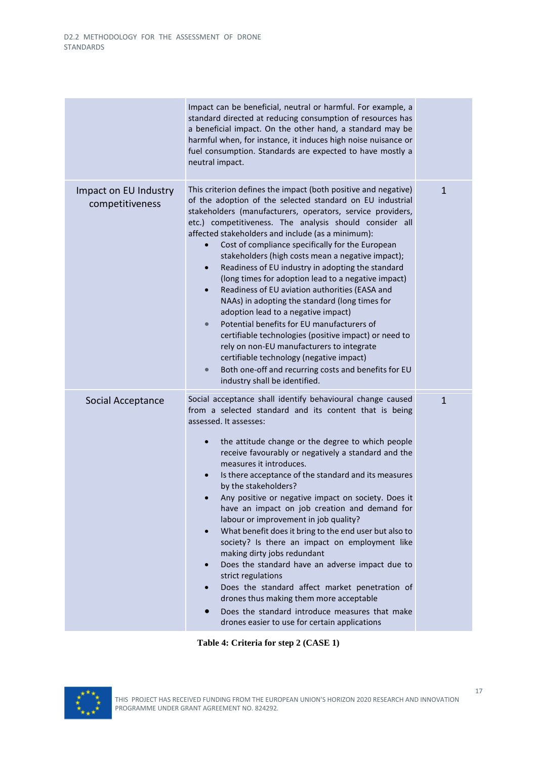|  |  |  |
|---|---|---|
|  | Impact can be beneficial, neutral or harmful. For example, a standard directed at reducing consumption of resources has a beneficial impact. On the other hand, a standard may be harmful when, for instance, it induces high noise nuisance or fuel consumption. Standards are expected to have mostly a neutral impact. |  |
| Impact on EU Industry competitiveness | This criterion defines the impact (both positive and negative) of the adoption of the selected standard on EU industrial stakeholders (manufacturers, operators, service providers, etc.) competitiveness. The analysis should consider all affected stakeholders and include (as a minimum): <br>• Cost of compliance specifically for the European stakeholders (high costs mean a negative impact); <br>• Readiness of EU industry in adopting the standard (long times for adoption lead to a negative impact) <br>• Readiness of EU aviation authorities (EASA and NAAs) in adopting the standard (long times for adoption lead to a negative impact) <br>• Potential benefits for EU manufacturers of certifiable technologies (positive impact) or need to rely on non-EU manufacturers to integrate certifiable technology (negative impact) <br>• Both one-off and recurring costs and benefits for EU industry shall be identified. | 1 |
| Social Acceptance | Social acceptance shall identify behavioural change caused from a selected standard and its content that is being assessed. It assesses: <br>• the attitude change or the degree to which people receive favourably or negatively a standard and the measures it introduces. <br>• Is there acceptance of the standard and its measures by the stakeholders? <br>• Any positive or negative impact on society. Does it have an impact on job creation and demand for labour or improvement in job quality? <br>• What benefit does it bring to the end user but also to society? Is there an impact on employment like making dirty jobs redundant <br>• Does the standard have an adverse impact due to strict regulations <br>• Does the standard affect market penetration of drones thus making them more acceptable <br>• Does the standard introduce measures that make drones easier to use for certain applications | 1 |

**Table 4: Criteria for step 2 (CASE 1)**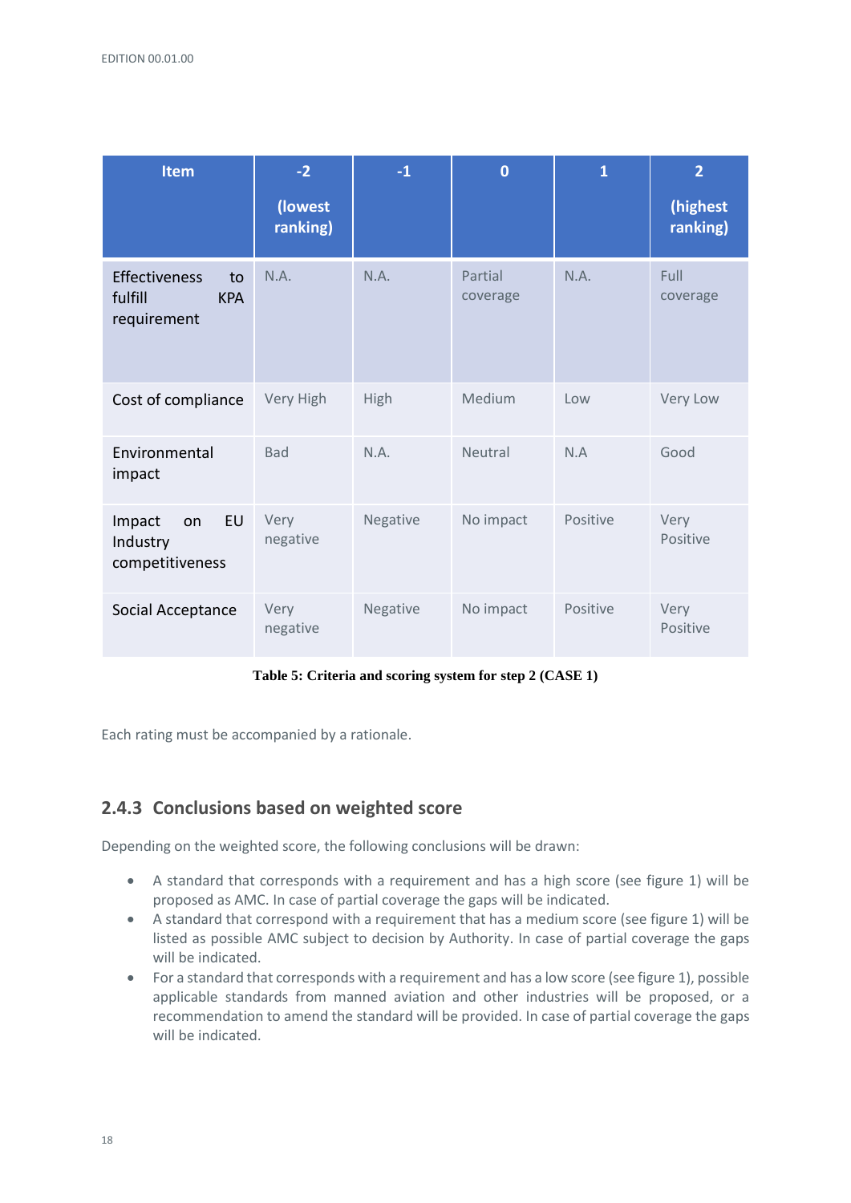| Item | -2 (lowest ranking) | -1 | 0 | 1 | 2 (highest ranking) |
|---|---|---|---|---|---|
| Effectiveness to fulfill KPA requirement | N.A. | N.A. | Partial coverage | N.A. | Full coverage |
| Cost of compliance | Very High | High | Medium | Low | Very Low |
| Environmental impact | Bad | N.A. | Neutral | N.A | Good |
| Impact on EU Industry competitiveness | Very negative | Negative | No impact | Positive | Very Positive |
| Social Acceptance | Very negative | Negative | No impact | Positive | Very Positive |

**Table 5: Criteria and scoring system for step 2 (CASE 1)**

Each rating must be accompanied by a rationale.

### 2.4.3 Conclusions based on weighted score

Depending on the weighted score, the following conclusions will be drawn:

- A standard that corresponds with a requirement and has a high score (see figure 1) will be proposed as AMC. In case of partial coverage the gaps will be indicated.
- A standard that correspond with a requirement that has a medium score (see figure 1) will be listed as possible AMC subject to decision by Authority. In case of partial coverage the gaps will be indicated.
- For a standard that corresponds with a requirement and has a low score (see figure 1), possible applicable standards from manned aviation and other industries will be proposed, or a recommendation to amend the standard will be provided. In case of partial coverage the gaps will be indicated.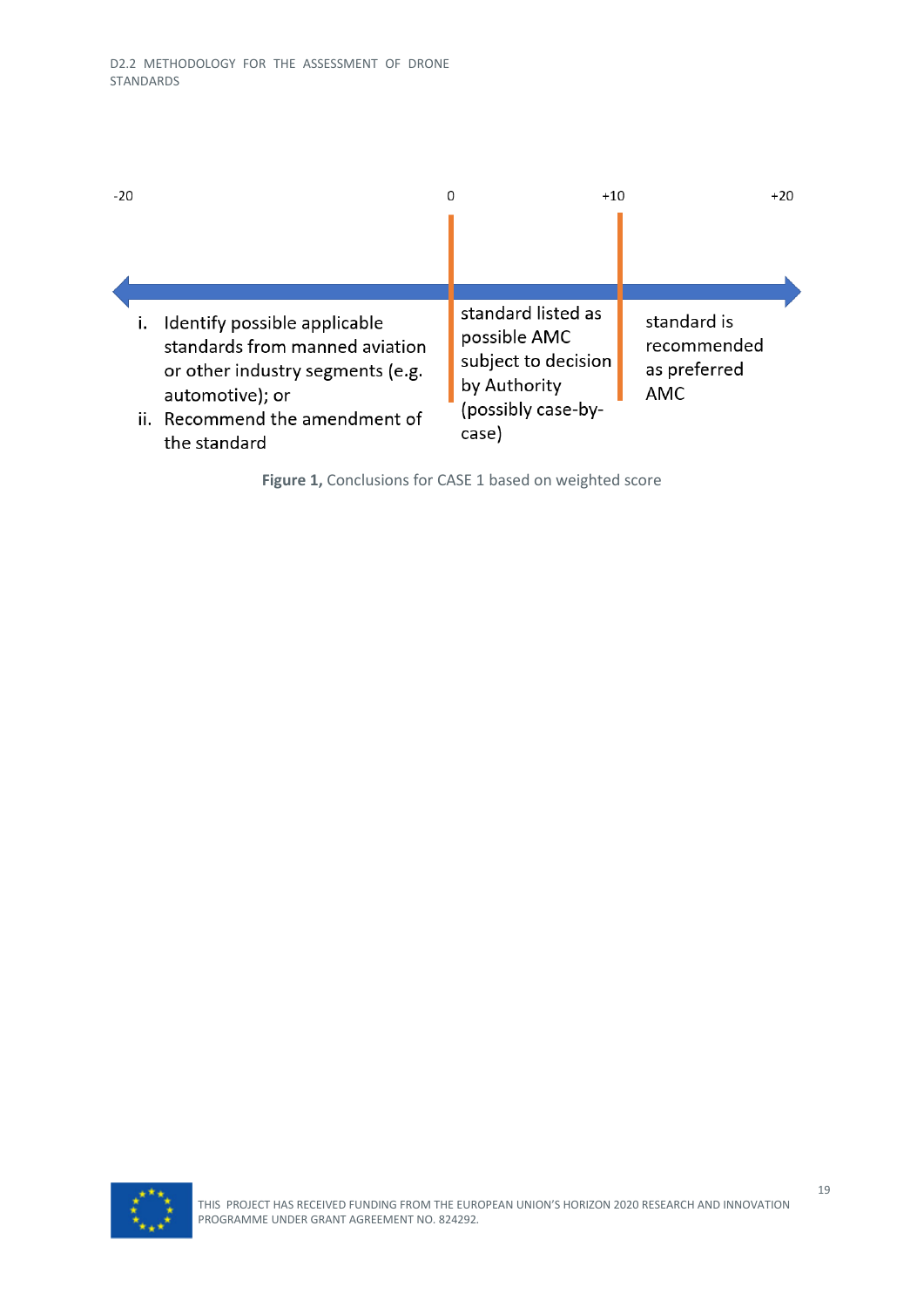| -20 | | 0 | | +10 | | +20 |
|---|---|---|---|---|---|---|
| i. Identify possible applicable standards from manned aviation or other industry segments (e.g. automotive); or<br>ii. Recommend the amendment of the standard | | | standard listed as possible AMC subject to decision by Authority (possibly case-by-case) | | standard is recommended as preferred AMC | |

**Figure 1,** Conclusions for CASE 1 based on weighted score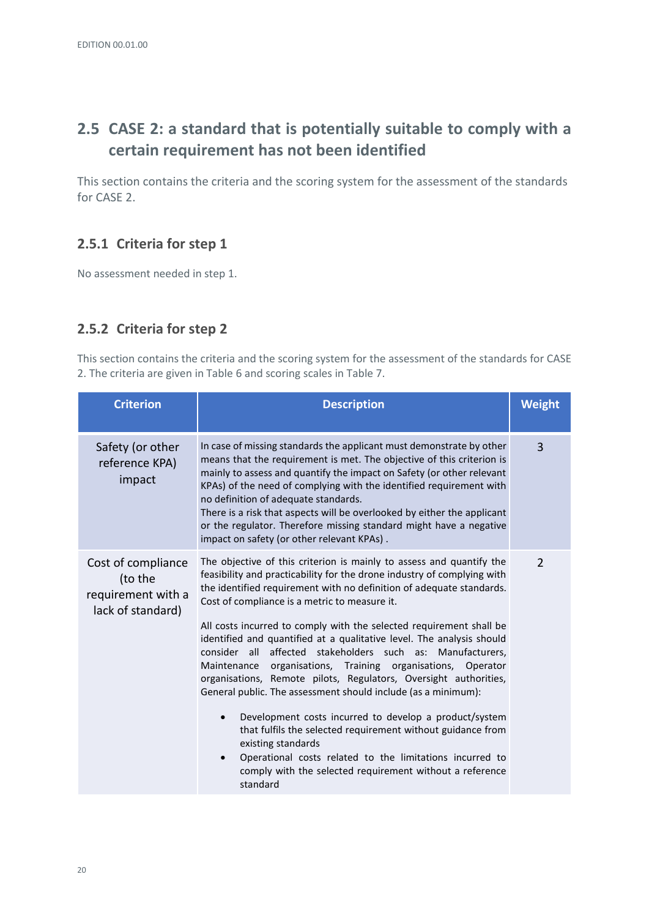## 2.5 CASE 2: a standard that is potentially suitable to comply with a certain requirement has not been identified

This section contains the criteria and the scoring system for the assessment of the standards for CASE 2.

### 2.5.1 Criteria for step 1

No assessment needed in step 1.

### 2.5.2 Criteria for step 2

This section contains the criteria and the scoring system for the assessment of the standards for CASE 2. The criteria are given in Table 6 and scoring scales in Table 7.

| Criterion | Description | Weight |
|---|---|---|
| Safety (or other reference KPA) impact | In case of missing standards the applicant must demonstrate by other means that the requirement is met. The objective of this criterion is mainly to assess and quantify the impact on Safety (or other relevant KPAs) of the need of complying with the identified requirement with no definition of adequate standards.<br>There is a risk that aspects will be overlooked by either the applicant or the regulator. Therefore missing standard might have a negative impact on safety (or other relevant KPAs) . | 3 |
| Cost of compliance (to the requirement with a lack of standard) | The objective of this criterion is mainly to assess and quantify the feasibility and practicability for the drone industry of complying with the identified requirement with no definition of adequate standards. Cost of compliance is a metric to measure it.<br><br>All costs incurred to comply with the selected requirement shall be identified and quantified at a qualitative level. The analysis should consider all affected stakeholders such as: Manufacturers, Maintenance organisations, Training organisations, Operator organisations, Remote pilots, Regulators, Oversight authorities, General public. The assessment should include (as a minimum):<br><br>• Development costs incurred to develop a product/system that fulfils the selected requirement without guidance from existing standards<br>• Operational costs related to the limitations incurred to comply with the selected requirement without a reference standard | 2 |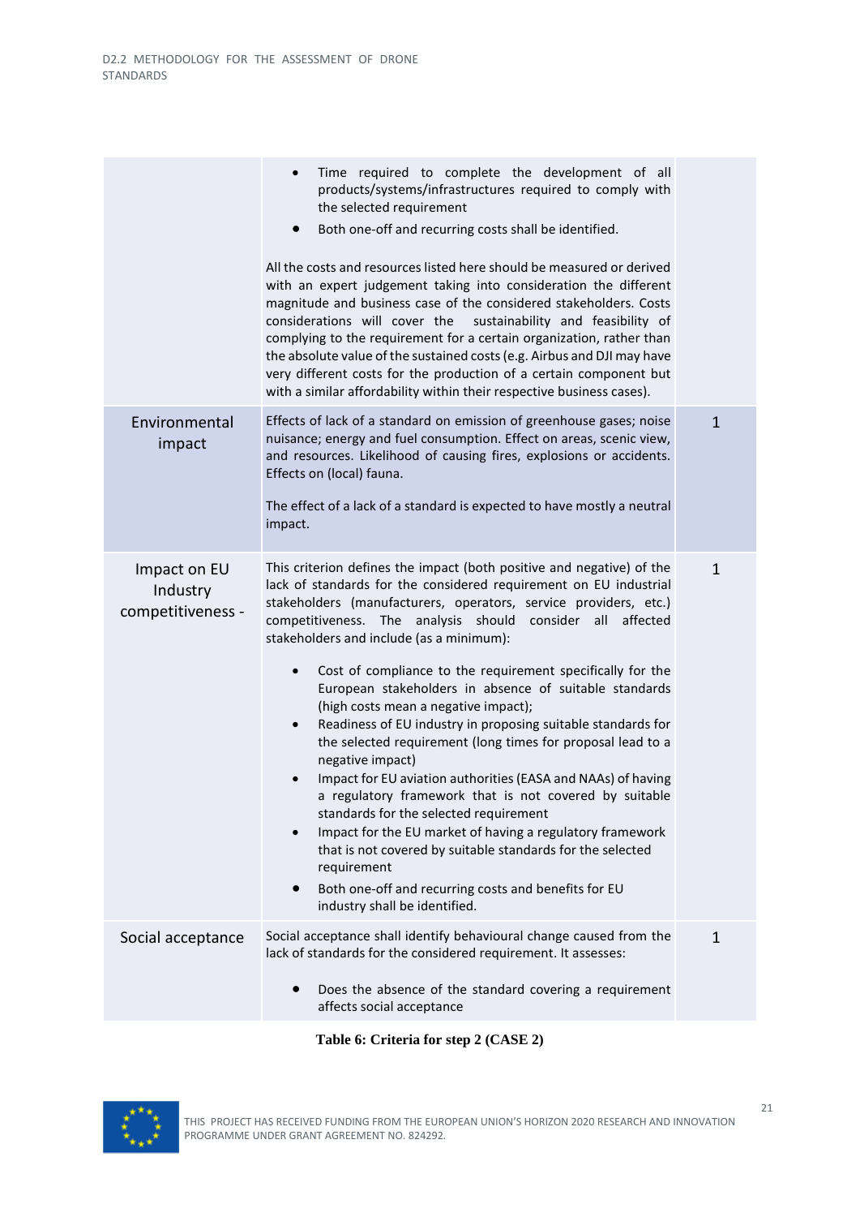| | | |
|---|---|---|
| | • Time required to complete the development of all products/systems/infrastructures required to comply with the selected requirement<br>• Both one-off and recurring costs shall be identified.<br><br>All the costs and resources listed here should be measured or derived with an expert judgement taking into consideration the different magnitude and business case of the considered stakeholders. Costs considerations will cover the sustainability and feasibility of complying to the requirement for a certain organization, rather than the absolute value of the sustained costs (e.g. Airbus and DJI may have very different costs for the production of a certain component but with a similar affordability within their respective business cases). | |
| Environmental impact | Effects of lack of a standard on emission of greenhouse gases; noise nuisance; energy and fuel consumption. Effect on areas, scenic view, and resources. Likelihood of causing fires, explosions or accidents. Effects on (local) fauna.<br><br>The effect of a lack of a standard is expected to have mostly a neutral impact. | 1 |
| Impact on EU Industry competitiveness - | This criterion defines the impact (both positive and negative) of the lack of standards for the considered requirement on EU industrial stakeholders (manufacturers, operators, service providers, etc.) competitiveness. The analysis should consider all affected stakeholders and include (as a minimum):<br><br>• Cost of compliance to the requirement specifically for the European stakeholders in absence of suitable standards (high costs mean a negative impact);<br>• Readiness of EU industry in proposing suitable standards for the selected requirement (long times for proposal lead to a negative impact)<br>• Impact for EU aviation authorities (EASA and NAAs) of having a regulatory framework that is not covered by suitable standards for the selected requirement<br>• Impact for the EU market of having a regulatory framework that is not covered by suitable standards for the selected requirement<br>• Both one-off and recurring costs and benefits for EU industry shall be identified. | 1 |
| Social acceptance | Social acceptance shall identify behavioural change caused from the lack of standards for the considered requirement. It assesses:<br><br>• Does the absence of the standard covering a requirement affects social acceptance | 1 |

**Table 6: Criteria for step 2 (CASE 2)**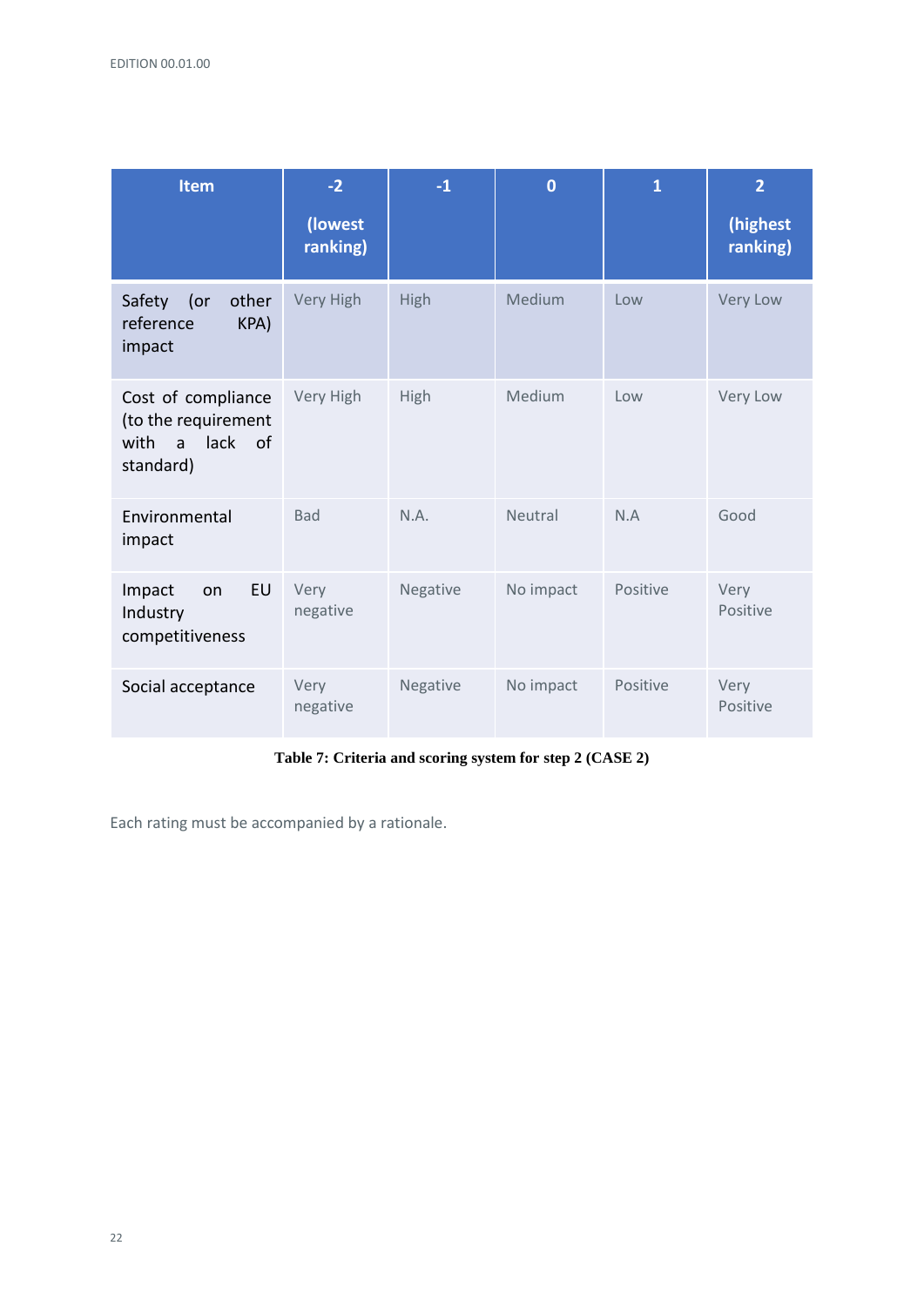| Item | -2 (lowest ranking) | -1 | 0 | 1 | 2 (highest ranking) |
|---|---|---|---|---|---|
| Safety (or other reference KPA) impact | Very High | High | Medium | Low | Very Low |
| Cost of compliance (to the requirement with a lack of standard) | Very High | High | Medium | Low | Very Low |
| Environmental impact | Bad | N.A. | Neutral | N.A | Good |
| Impact on EU Industry competitiveness | Very negative | Negative | No impact | Positive | Very Positive |
| Social acceptance | Very negative | Negative | No impact | Positive | Very Positive |

**Table 7: Criteria and scoring system for step 2 (CASE 2)**

Each rating must be accompanied by a rationale.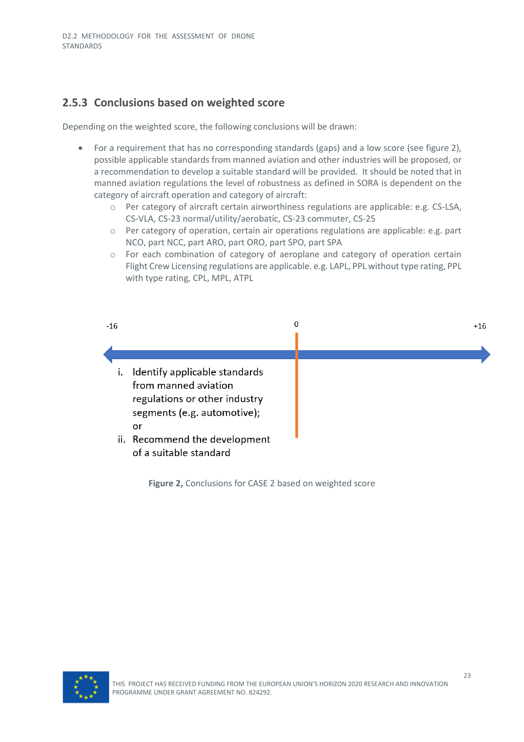### 2.5.3 Conclusions based on weighted score

Depending on the weighted score, the following conclusions will be drawn:

- For a requirement that has no corresponding standards (gaps) and a low score (see figure 2), possible applicable standards from manned aviation and other industries will be proposed, or a recommendation to develop a suitable standard will be provided. It should be noted that in manned aviation regulations the level of robustness as defined in SORA is dependent on the category of aircraft operation and category of aircraft:
  - Per category of aircraft certain airworthiness regulations are applicable: e.g. CS-LSA, CS-VLA, CS-23 normal/utility/aerobatic, CS-23 commuter, CS-25
  - Per category of operation, certain air operations regulations are applicable: e.g. part NCO, part NCC, part ARO, part ORO, part SPO, part SPA
  - For each combination of category of aeroplane and category of operation certain Flight Crew Licensing regulations are applicable. e.g. LAPL, PPL without type rating, PPL with type rating, CPL, MPL, ATPL

-16 0 +16

i. Identify applicable standards from manned aviation regulations or other industry segments (e.g. automotive); or

ii. Recommend the development of a suitable standard

**Figure 2,** Conclusions for CASE 2 based on weighted score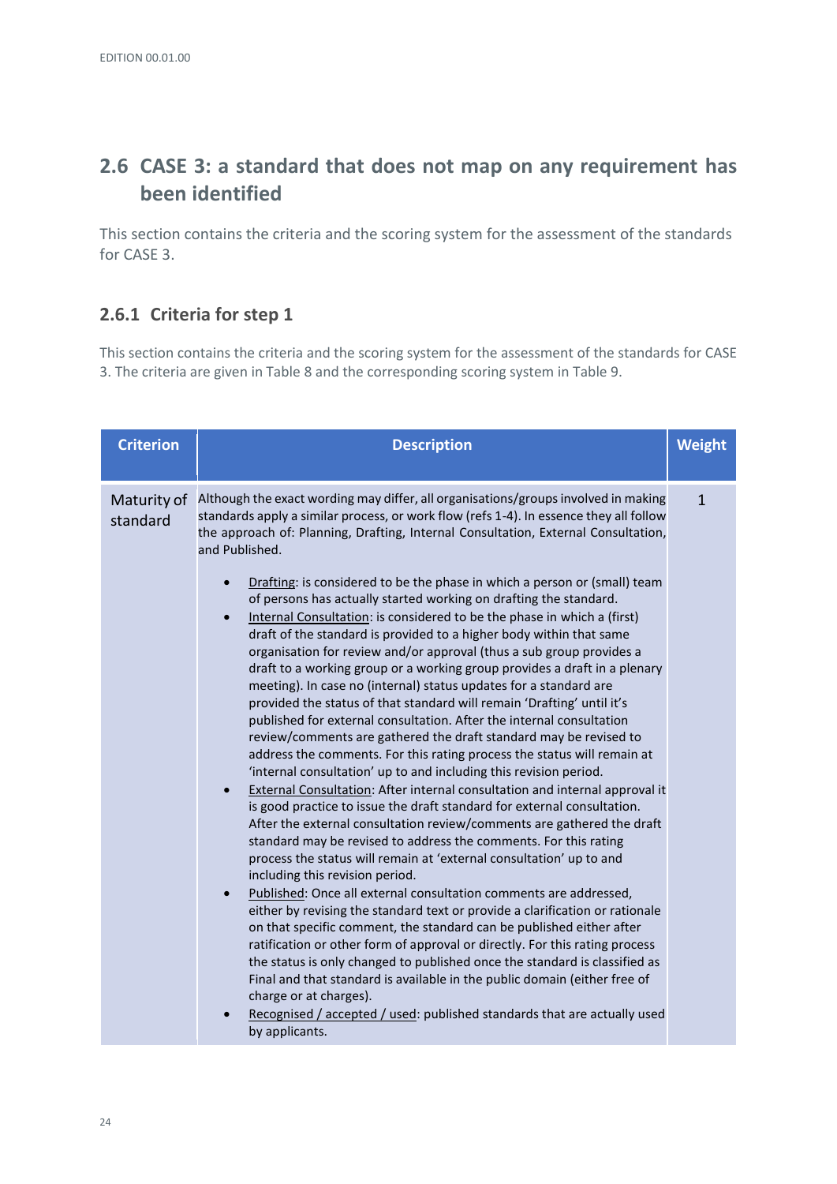## 2.6 CASE 3: a standard that does not map on any requirement has been identified

This section contains the criteria and the scoring system for the assessment of the standards for CASE 3.

### 2.6.1 Criteria for step 1

This section contains the criteria and the scoring system for the assessment of the standards for CASE 3. The criteria are given in Table 8 and the corresponding scoring system in Table 9.

| Criterion | Description | Weight |
|---|---|---|
| Maturity of standard | Although the exact wording may differ, all organisations/groups involved in making standards apply a similar process, or work flow (refs 1-4). In essence they all follow the approach of: Planning, Drafting, Internal Consultation, External Consultation, and Published.<br><br>• <u>Drafting</u>: is considered to be the phase in which a person or (small) team of persons has actually started working on drafting the standard.<br>• <u>Internal Consultation</u>: is considered to be the phase in which a (first) draft of the standard is provided to a higher body within that same organisation for review and/or approval (thus a sub group provides a draft to a working group or a working group provides a draft in a plenary meeting). In case no (internal) status updates for a standard are provided the status of that standard will remain 'Drafting' until it's published for external consultation. After the internal consultation review/comments are gathered the draft standard may be revised to address the comments. For this rating process the status will remain at 'internal consultation' up to and including this revision period.<br>• <u>External Consultation</u>: After internal consultation and internal approval it is good practice to issue the draft standard for external consultation. After the external consultation review/comments are gathered the draft standard may be revised to address the comments. For this rating process the status will remain at 'external consultation' up to and including this revision period.<br>• <u>Published</u>: Once all external consultation comments are addressed, either by revising the standard text or provide a clarification or rationale on that specific comment, the standard can be published either after ratification or other form of approval or directly. For this rating process the status is only changed to published once the standard is classified as Final and that standard is available in the public domain (either free of charge or at charges).<br>• <u>Recognised / accepted / used</u>: published standards that are actually used by applicants. | 1 |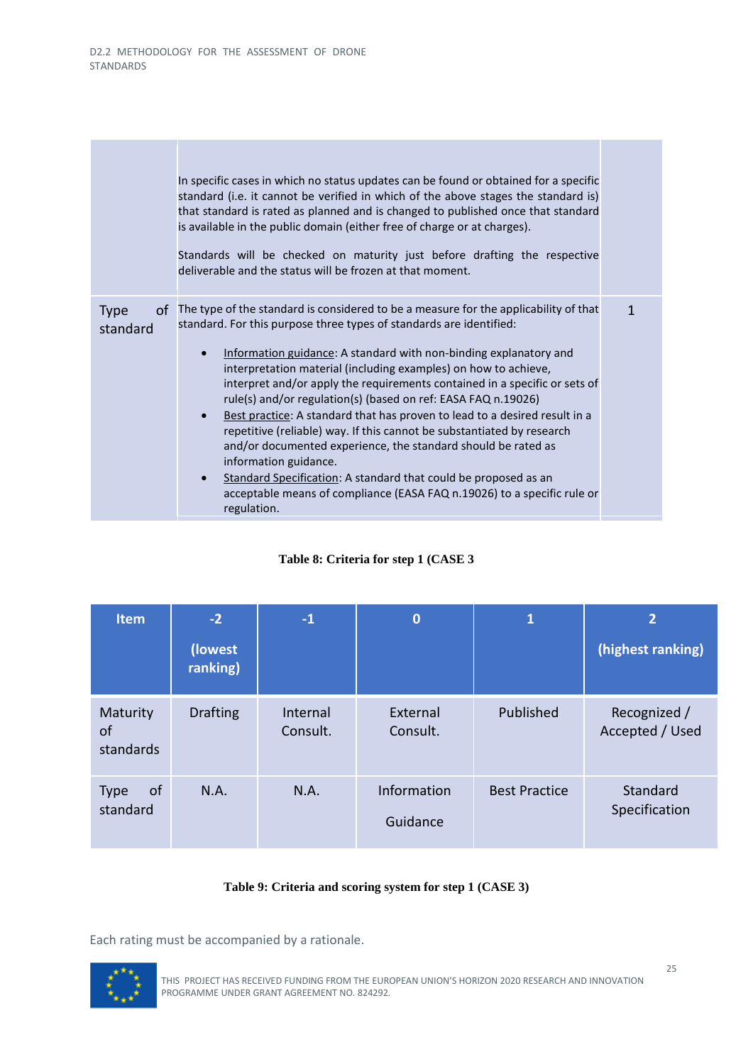| | | |
|---|---|---|
| | In specific cases in which no status updates can be found or obtained for a specific standard (i.e. it cannot be verified in which of the above stages the standard is) that standard is rated as planned and is changed to published once that standard is available in the public domain (either free of charge or at charges).<br><br>Standards will be checked on maturity just before drafting the respective deliverable and the status will be frozen at that moment. | |
| Type of standard | The type of the standard is considered to be a measure for the applicability of that standard. For this purpose three types of standards are identified:<br>• Information guidance: A standard with non-binding explanatory and interpretation material (including examples) on how to achieve, interpret and/or apply the requirements contained in a specific or sets of rule(s) and/or regulation(s) (based on ref: EASA FAQ n.19026)<br>• Best practice: A standard that has proven to lead to a desired result in a repetitive (reliable) way. If this cannot be substantiated by research and/or documented experience, the standard should be rated as information guidance.<br>• Standard Specification: A standard that could be proposed as an acceptable means of compliance (EASA FAQ n.19026) to a specific rule or regulation. | 1 |

**Table 8: Criteria for step 1 (CASE 3**

| Item | -2 (lowest ranking) | -1 | 0 | 1 | 2 (highest ranking) |
|---|---|---|---|---|---|
| Maturity of standards | Drafting | Internal Consult. | External Consult. | Published | Recognized / Accepted / Used |
| Type of standard | N.A. | N.A. | Information Guidance | Best Practice | Standard Specification |

**Table 9: Criteria and scoring system for step 1 (CASE 3)**

Each rating must be accompanied by a rationale.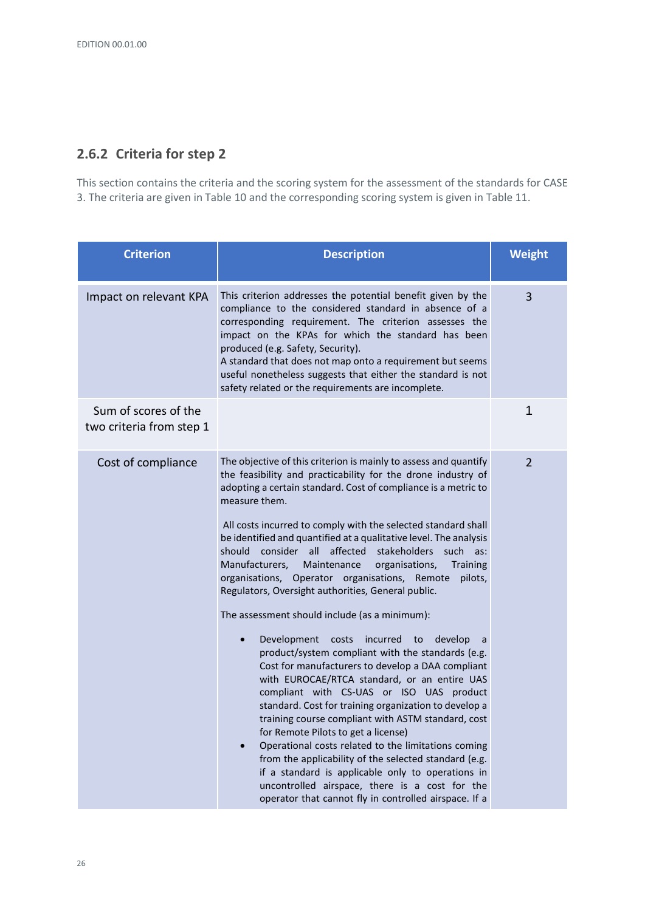### 2.6.2 Criteria for step 2

This section contains the criteria and the scoring system for the assessment of the standards for CASE 3. The criteria are given in Table 10 and the corresponding scoring system is given in Table 11.

| Criterion | Description | Weight |
|---|---|---|
| Impact on relevant KPA | This criterion addresses the potential benefit given by the compliance to the considered standard in absence of a corresponding requirement. The criterion assesses the impact on the KPAs for which the standard has been produced (e.g. Safety, Security).<br>A standard that does not map onto a requirement but seems useful nonetheless suggests that either the standard is not safety related or the requirements are incomplete. | 3 |
| Sum of scores of the two criteria from step 1 | | 1 |
| Cost of compliance | The objective of this criterion is mainly to assess and quantify the feasibility and practicability for the drone industry of adopting a certain standard. Cost of compliance is a metric to measure them.<br><br>All costs incurred to comply with the selected standard shall be identified and quantified at a qualitative level. The analysis should consider all affected stakeholders such as: Manufacturers, Maintenance organisations, Training organisations, Operator organisations, Remote pilots, Regulators, Oversight authorities, General public.<br><br>The assessment should include (as a minimum):<br><br>• Development costs incurred to develop a product/system compliant with the standards (e.g. Cost for manufacturers to develop a DAA compliant with EUROCAE/RTCA standard, or an entire UAS compliant with CS-UAS or ISO UAS product standard. Cost for training organization to develop a training course compliant with ASTM standard, cost for Remote Pilots to get a license)<br>• Operational costs related to the limitations coming from the applicability of the selected standard (e.g. if a standard is applicable only to operations in uncontrolled airspace, there is a cost for the operator that cannot fly in controlled airspace. If a | 2 |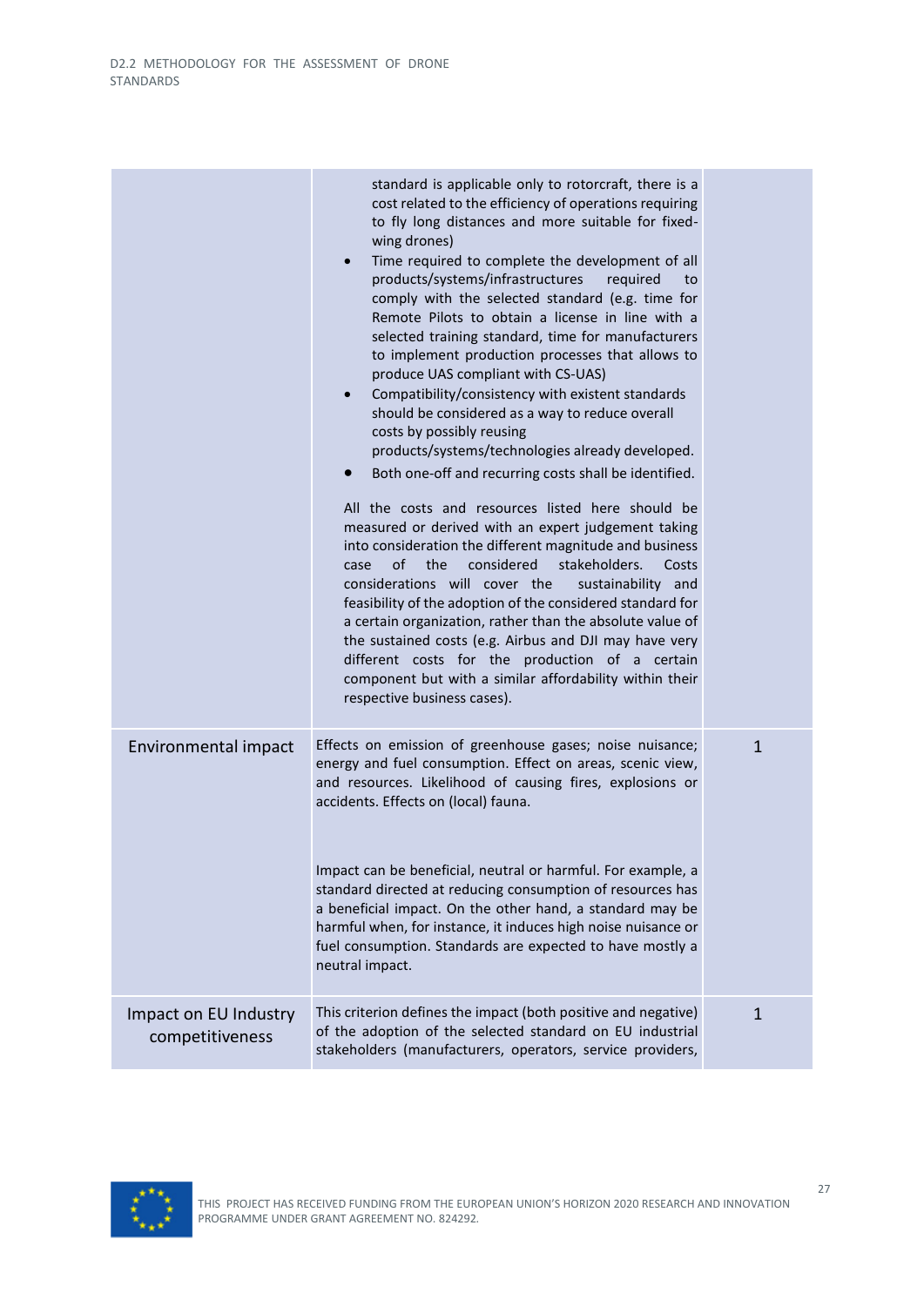| | | |
|---|---|---|
| | standard is applicable only to rotorcraft, there is a cost related to the efficiency of operations requiring to fly long distances and more suitable for fixed-wing drones)<br>• Time required to complete the development of all products/systems/infrastructures required to comply with the selected standard (e.g. time for Remote Pilots to obtain a license in line with a selected training standard, time for manufacturers to implement production processes that allows to produce UAS compliant with CS-UAS)<br>• Compatibility/consistency with existent standards should be considered as a way to reduce overall costs by possibly reusing products/systems/technologies already developed.<br>• Both one-off and recurring costs shall be identified.<br><br>All the costs and resources listed here should be measured or derived with an expert judgement taking into consideration the different magnitude and business case of the considered stakeholders. Costs considerations will cover the sustainability and feasibility of the adoption of the considered standard for a certain organization, rather than the absolute value of the sustained costs (e.g. Airbus and DJI may have very different costs for the production of a certain component but with a similar affordability within their respective business cases). | |
| Environmental impact | Effects on emission of greenhouse gases; noise nuisance; energy and fuel consumption. Effect on areas, scenic view, and resources. Likelihood of causing fires, explosions or accidents. Effects on (local) fauna.<br><br>Impact can be beneficial, neutral or harmful. For example, a standard directed at reducing consumption of resources has a beneficial impact. On the other hand, a standard may be harmful when, for instance, it induces high noise nuisance or fuel consumption. Standards are expected to have mostly a neutral impact. | 1 |
| Impact on EU Industry competitiveness | This criterion defines the impact (both positive and negative) of the adoption of the selected standard on EU industrial stakeholders (manufacturers, operators, service providers, | 1 |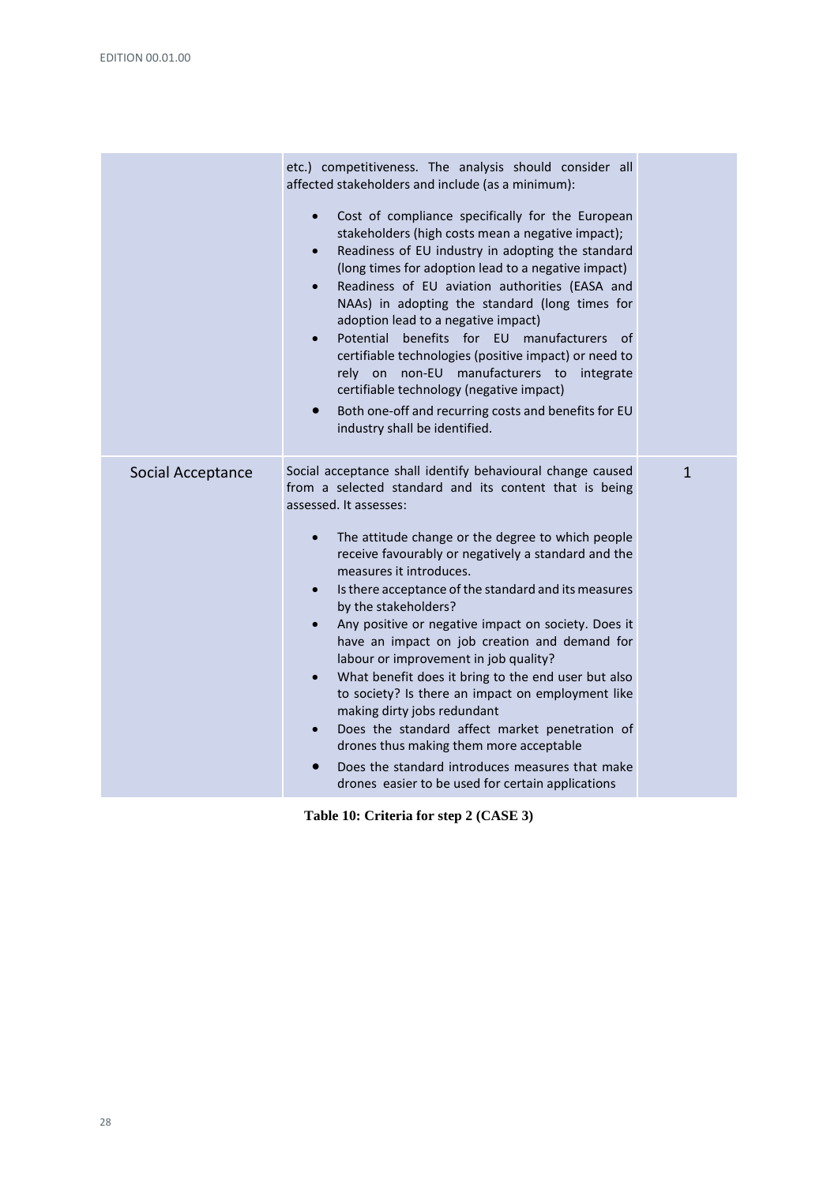| | | |
|---|---|---|
| | etc.) competitiveness. The analysis should consider all affected stakeholders and include (as a minimum):<br>• Cost of compliance specifically for the European stakeholders (high costs mean a negative impact);<br>• Readiness of EU industry in adopting the standard (long times for adoption lead to a negative impact)<br>• Readiness of EU aviation authorities (EASA and NAAs) in adopting the standard (long times for adoption lead to a negative impact)<br>• Potential benefits for EU manufacturers of certifiable technologies (positive impact) or need to rely on non-EU manufacturers to integrate certifiable technology (negative impact)<br>• Both one-off and recurring costs and benefits for EU industry shall be identified. | |
| Social Acceptance | Social acceptance shall identify behavioural change caused from a selected standard and its content that is being assessed. It assesses:<br>• The attitude change or the degree to which people receive favourably or negatively a standard and the measures it introduces.<br>• Is there acceptance of the standard and its measures by the stakeholders?<br>• Any positive or negative impact on society. Does it have an impact on job creation and demand for labour or improvement in job quality?<br>• What benefit does it bring to the end user but also to society? Is there an impact on employment like making dirty jobs redundant<br>• Does the standard affect market penetration of drones thus making them more acceptable<br>• Does the standard introduces measures that make drones easier to be used for certain applications | 1 |

**Table 10: Criteria for step 2 (CASE 3)**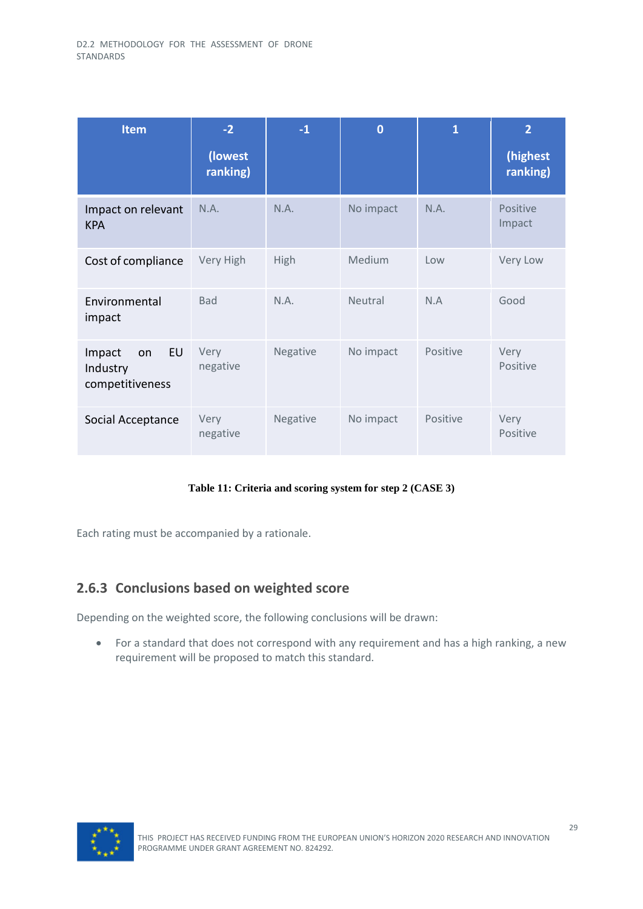| Item | -2 (lowest ranking) | -1 | 0 | 1 | 2 (highest ranking) |
|---|---|---|---|---|---|
| Impact on relevant KPA | N.A. | N.A. | No impact | N.A. | Positive Impact |
| Cost of compliance | Very High | High | Medium | Low | Very Low |
| Environmental impact | Bad | N.A. | Neutral | N.A | Good |
| Impact on EU Industry competitiveness | Very negative | Negative | No impact | Positive | Very Positive |
| Social Acceptance | Very negative | Negative | No impact | Positive | Very Positive |

**Table 11: Criteria and scoring system for step 2 (CASE 3)**

Each rating must be accompanied by a rationale.

### 2.6.3 Conclusions based on weighted score

Depending on the weighted score, the following conclusions will be drawn:

- For a standard that does not correspond with any requirement and has a high ranking, a new requirement will be proposed to match this standard.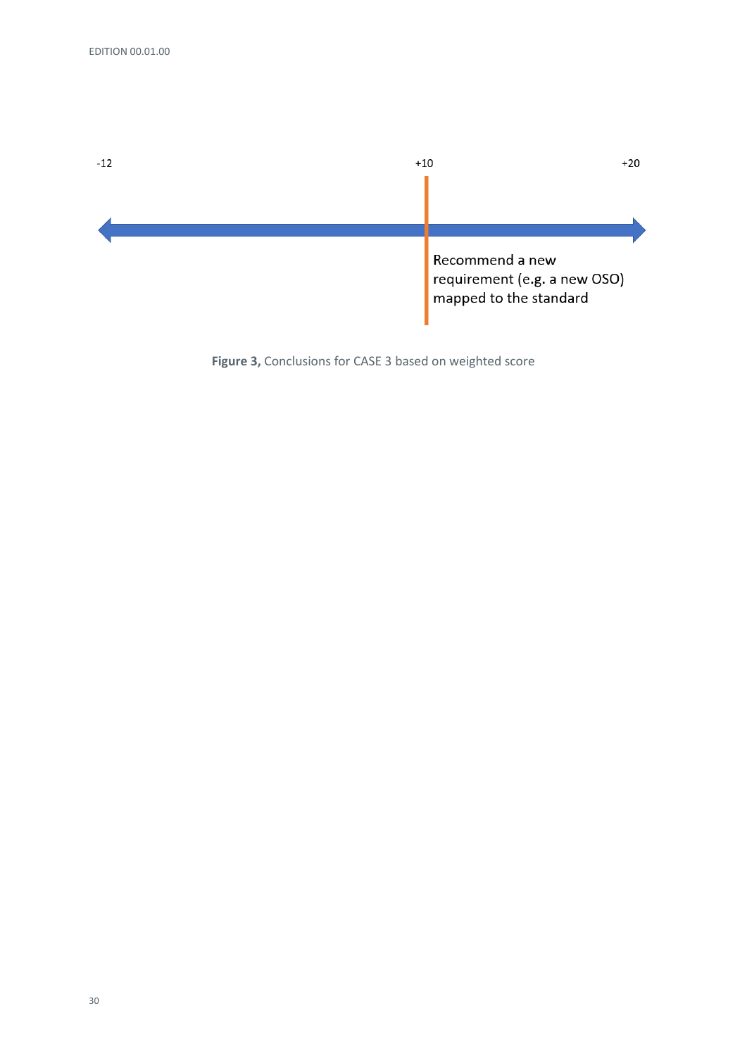-12 +10 +20

Recommend a new requirement (e.g. a new OSO) mapped to the standard

**Figure 3,** Conclusions for CASE 3 based on weighted score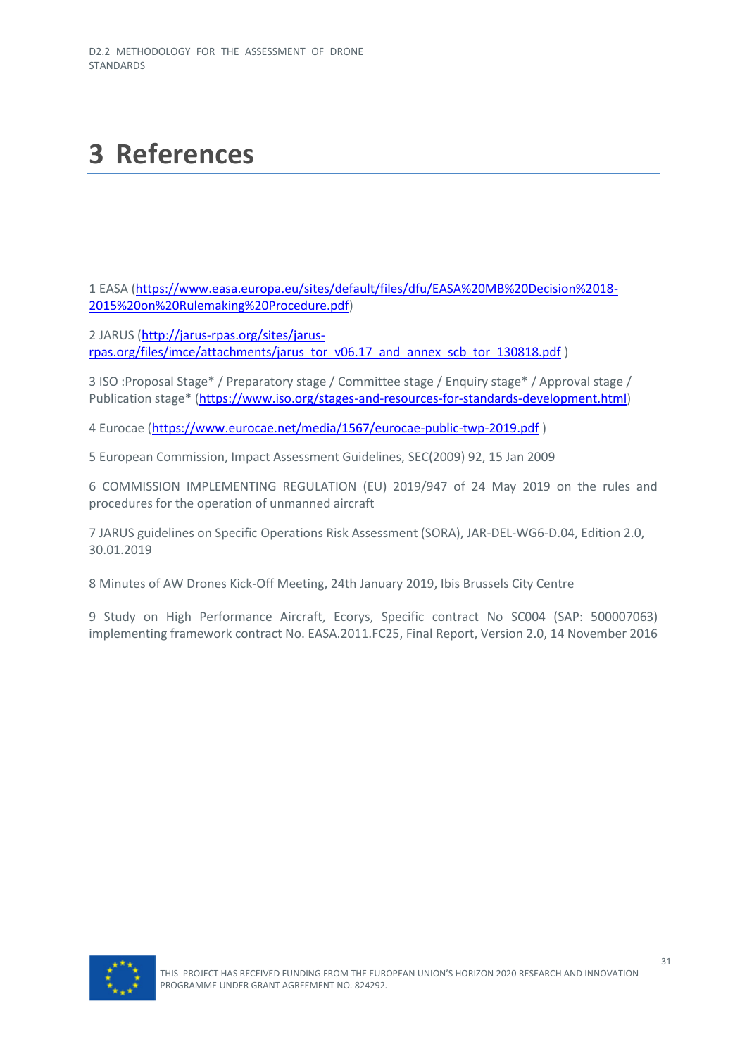# 3 References

1 EASA (https://www.easa.europa.eu/sites/default/files/dfu/EASA%20MB%20Decision%2018-2015%20on%20Rulemaking%20Procedure.pdf)

2 JARUS (http://jarus-rpas.org/sites/jarus-rpas.org/files/imce/attachments/jarus_tor_v06.17_and_annex_scb_tor_130818.pdf )

3 ISO :Proposal Stage* / Preparatory stage / Committee stage / Enquiry stage* / Approval stage / Publication stage* (https://www.iso.org/stages-and-resources-for-standards-development.html)

4 Eurocae (https://www.eurocae.net/media/1567/eurocae-public-twp-2019.pdf )

5 European Commission, Impact Assessment Guidelines, SEC(2009) 92, 15 Jan 2009

6 COMMISSION IMPLEMENTING REGULATION (EU) 2019/947 of 24 May 2019 on the rules and procedures for the operation of unmanned aircraft

7 JARUS guidelines on Specific Operations Risk Assessment (SORA), JAR-DEL-WG6-D.04, Edition 2.0, 30.01.2019

8 Minutes of AW Drones Kick-Off Meeting, 24th January 2019, Ibis Brussels City Centre

9 Study on High Performance Aircraft, Ecorys, Specific contract No SC004 (SAP: 500007063) implementing framework contract No. EASA.2011.FC25, Final Report, Version 2.0, 14 November 2016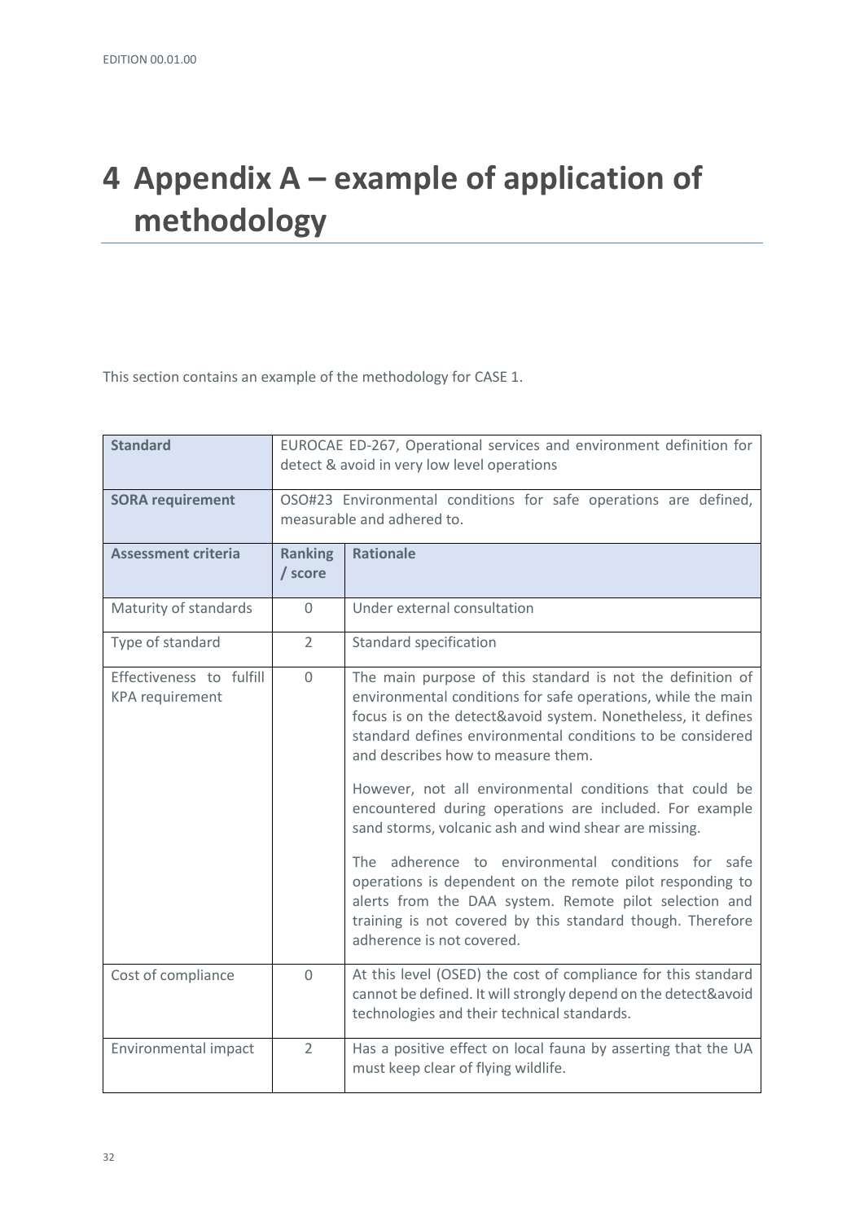# 4 Appendix A – example of application of methodology

This section contains an example of the methodology for CASE 1.

| **Standard** | EUROCAE ED-267, Operational services and environment definition for detect & avoid in very low level operations | |
|---|---|---|
| **SORA requirement** | OSO#23 Environmental conditions for safe operations are defined, measurable and adhered to. | |
| **Assessment criteria** | **Ranking / score** | **Rationale** |
| Maturity of standards | 0 | Under external consultation |
| Type of standard | 2 | Standard specification |
| Effectiveness to fulfill KPA requirement | 0 | The main purpose of this standard is not the definition of environmental conditions for safe operations, while the main focus is on the detect&avoid system. Nonetheless, it defines standard defines environmental conditions to be considered and describes how to measure them.<br><br>However, not all environmental conditions that could be encountered during operations are included. For example sand storms, volcanic ash and wind shear are missing.<br><br>The adherence to environmental conditions for safe operations is dependent on the remote pilot responding to alerts from the DAA system. Remote pilot selection and training is not covered by this standard though. Therefore adherence is not covered. |
| Cost of compliance | 0 | At this level (OSED) the cost of compliance for this standard cannot be defined. It will strongly depend on the detect&avoid technologies and their technical standards. |
| Environmental impact | 2 | Has a positive effect on local fauna by asserting that the UA must keep clear of flying wildlife. |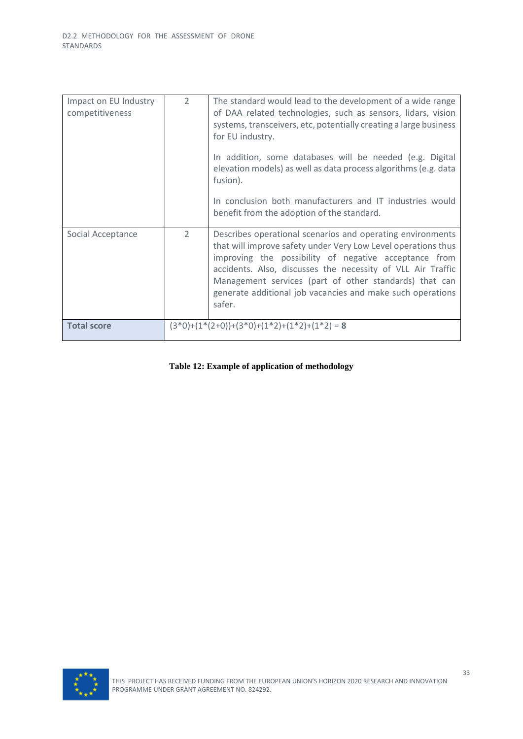| | | |
|---|---|---|
| Impact on EU Industry competitiveness | 2 | The standard would lead to the development of a wide range of DAA related technologies, such as sensors, lidars, vision systems, transceivers, etc, potentially creating a large business for EU industry.<br><br>In addition, some databases will be needed (e.g. Digital elevation models) as well as data process algorithms (e.g. data fusion).<br><br>In conclusion both manufacturers and IT industries would benefit from the adoption of the standard. |
| Social Acceptance | 2 | Describes operational scenarios and operating environments that will improve safety under Very Low Level operations thus improving the possibility of negative acceptance from accidents. Also, discusses the necessity of VLL Air Traffic Management services (part of other standards) that can generate additional job vacancies and make such operations safer. |
| **Total score** | (3*0)+(1*(2+0))+(3*0)+(1*2)+(1*2)+(1*2) = **8** | |

**Table 12: Example of application of methodology**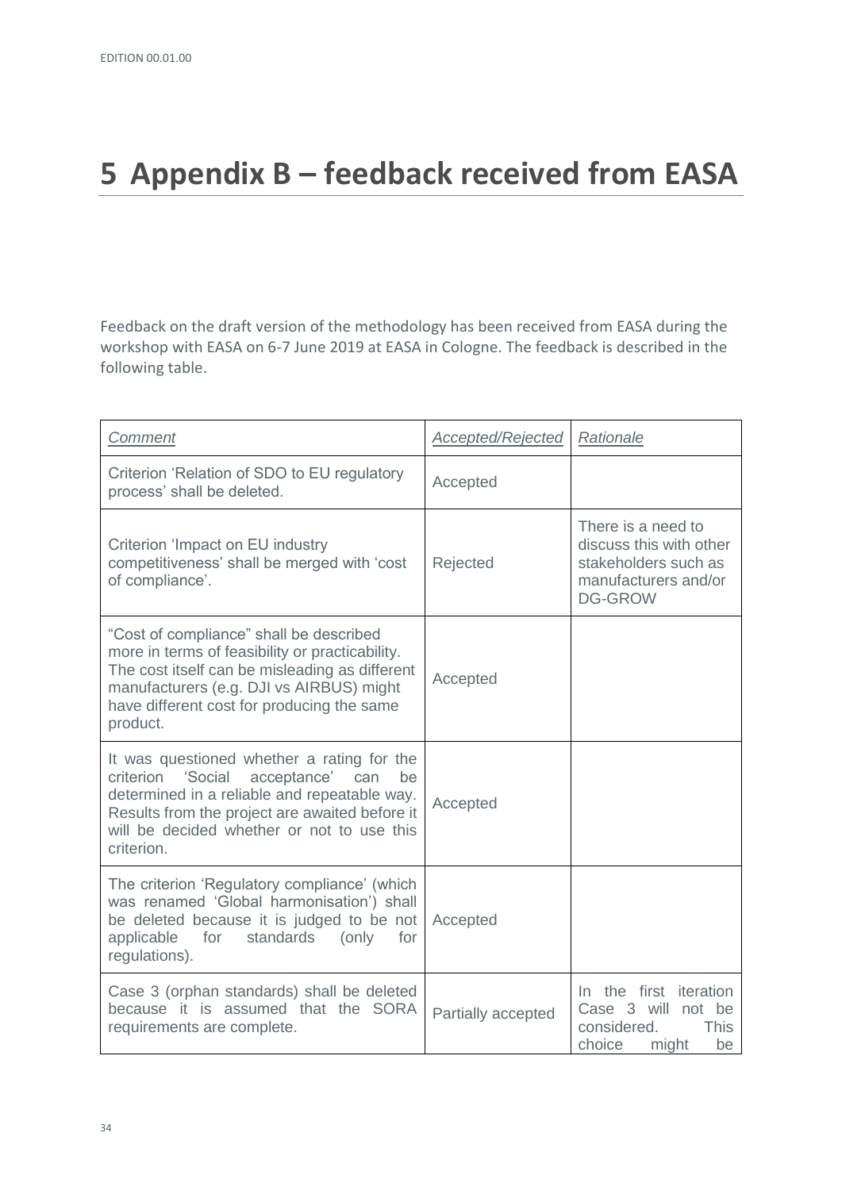# 5 Appendix B – feedback received from EASA

Feedback on the draft version of the methodology has been received from EASA during the workshop with EASA on 6-7 June 2019 at EASA in Cologne. The feedback is described in the following table.

| *Comment* | *Accepted/Rejected* | *Rationale* |
|---|---|---|
| Criterion 'Relation of SDO to EU regulatory process' shall be deleted. | Accepted | |
| Criterion 'Impact on EU industry competitiveness' shall be merged with 'cost of compliance'. | Rejected | There is a need to discuss this with other stakeholders such as manufacturers and/or DG-GROW |
| "Cost of compliance" shall be described more in terms of feasibility or practicability. The cost itself can be misleading as different manufacturers (e.g. DJI vs AIRBUS) might have different cost for producing the same product. | Accepted | |
| It was questioned whether a rating for the criterion 'Social acceptance' can be determined in a reliable and repeatable way. Results from the project are awaited before it will be decided whether or not to use this criterion. | Accepted | |
| The criterion 'Regulatory compliance' (which was renamed 'Global harmonisation') shall be deleted because it is judged to be not applicable for standards (only for regulations). | Accepted | |
| Case 3 (orphan standards) shall be deleted because it is assumed that the SORA requirements are complete. | Partially accepted | In the first iteration Case 3 will not be considered. This choice might be |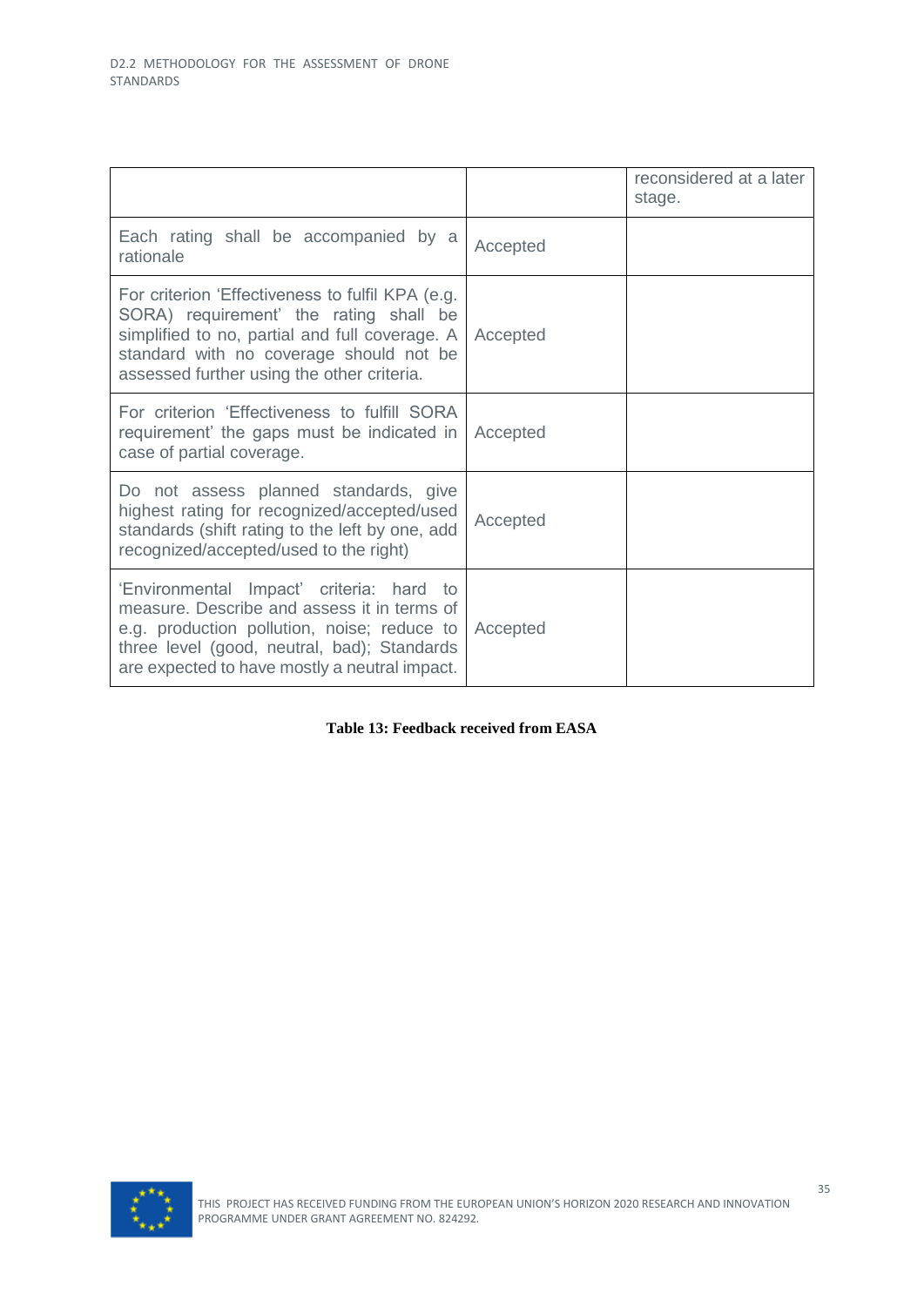| | | |
|---|---|---|
| | | reconsidered at a later stage. |
| Each rating shall be accompanied by a rationale | Accepted | |
| For criterion 'Effectiveness to fulfil KPA (e.g. SORA) requirement' the rating shall be simplified to no, partial and full coverage. A standard with no coverage should not be assessed further using the other criteria. | Accepted | |
| For criterion 'Effectiveness to fulfill SORA requirement' the gaps must be indicated in case of partial coverage. | Accepted | |
| Do not assess planned standards, give highest rating for recognized/accepted/used standards (shift rating to the left by one, add recognized/accepted/used to the right) | Accepted | |
| 'Environmental Impact' criteria: hard to measure. Describe and assess it in terms of e.g. production pollution, noise; reduce to three level (good, neutral, bad); Standards are expected to have mostly a neutral impact. | Accepted | |

**Table 13: Feedback received from EASA**